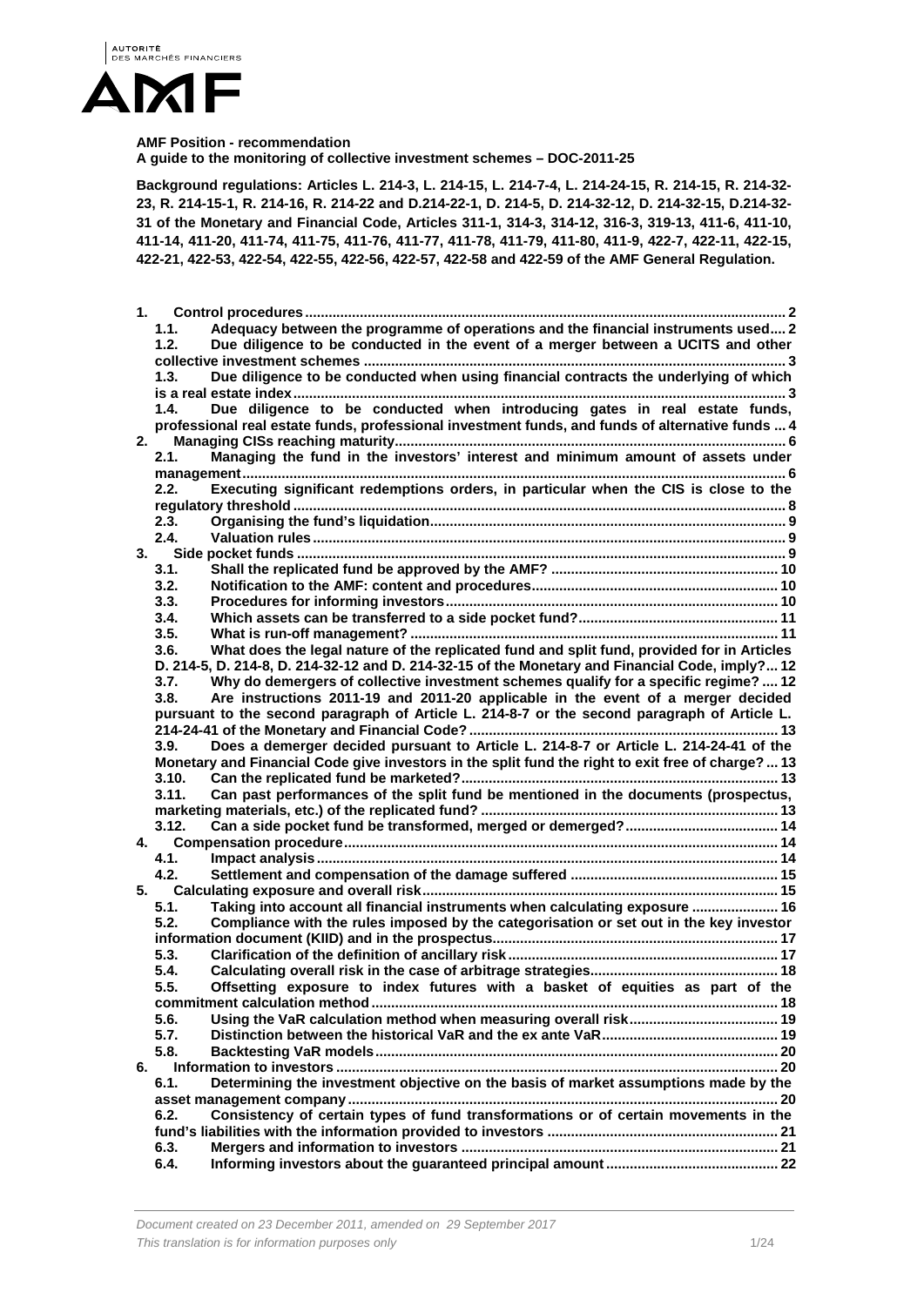AUTORITÉ DES MARCHÉS FINANCIERS

AMF

**AMF Position - recommendation**
**A guide to the monitoring of collective investment schemes – DOC-2011-25**

**Background regulations: Articles L. 214-3, L. 214-15, L. 214-7-4, L. 214-24-15, R. 214-15, R. 214-32-23, R. 214-15-1, R. 214-16, R. 214-22 and D.214-22-1, D. 214-5, D. 214-32-12, D. 214-32-15, D.214-32-31 of the Monetary and Financial Code, Articles 311-1, 314-3, 314-12, 316-3, 319-13, 411-6, 411-10, 411-14, 411-20, 411-74, 411-75, 411-76, 411-77, 411-78, 411-79, 411-80, 411-9, 422-7, 422-11, 422-15, 422-21, 422-53, 422-54, 422-55, 422-56, 422-57, 422-58 and 422-59 of the AMF General Regulation.**

- **1. Control procedures** ..... 2
  - **1.1. Adequacy between the programme of operations and the financial instruments used** .... 2
  - **1.2. Due diligence to be conducted in the event of a merger between a UCITS and other collective investment schemes** ..... 3
  - **1.3. Due diligence to be conducted when using financial contracts the underlying of which is a real estate index** ..... 3
  - **1.4. Due diligence to be conducted when introducing gates in real estate funds, professional real estate funds, professional investment funds, and funds of alternative funds** ... 4
- **2. Managing CISs reaching maturity** ..... 6
  - **2.1. Managing the fund in the investors' interest and minimum amount of assets under management** ..... 6
  - **2.2. Executing significant redemptions orders, in particular when the CIS is close to the regulatory threshold** ..... 8
  - **2.3. Organising the fund's liquidation** ..... 9
  - **2.4. Valuation rules** ..... 9
- **3. Side pocket funds** ..... 9
  - **3.1. Shall the replicated fund be approved by the AMF?** ..... 10
  - **3.2. Notification to the AMF: content and procedures** ..... 10
  - **3.3. Procedures for informing investors** ..... 10
  - **3.4. Which assets can be transferred to a side pocket fund?** ..... 11
  - **3.5. What is run-off management?** ..... 11
  - **3.6. What does the legal nature of the replicated fund and split fund, provided for in Articles D. 214-5, D. 214-8, D. 214-32-12 and D. 214-32-15 of the Monetary and Financial Code, imply?** ... 12
  - **3.7. Why do demergers of collective investment schemes qualify for a specific regime?** .... 12
  - **3.8. Are instructions 2011-19 and 2011-20 applicable in the event of a merger decided pursuant to the second paragraph of Article L. 214-8-7 or the second paragraph of Article L. 214-24-41 of the Monetary and Financial Code?** ..... 13
  - **3.9. Does a demerger decided pursuant to Article L. 214-8-7 or Article L. 214-24-41 of the Monetary and Financial Code give investors in the split fund the right to exit free of charge?** ... 13
  - **3.10. Can the replicated fund be marketed?** ..... 13
  - **3.11. Can past performances of the split fund be mentioned in the documents (prospectus, marketing materials, etc.) of the replicated fund?** ..... 13
  - **3.12. Can a side pocket fund be transformed, merged or demerged?** ..... 14
- **4. Compensation procedure** ..... 14
  - **4.1. Impact analysis** ..... 14
  - **4.2. Settlement and compensation of the damage suffered** ..... 15
- **5. Calculating exposure and overall risk** ..... 15
  - **5.1. Taking into account all financial instruments when calculating exposure** ..... 16
  - **5.2. Compliance with the rules imposed by the categorisation or set out in the key investor information document (KIID) and in the prospectus** ..... 17
  - **5.3. Clarification of the definition of ancillary risk** ..... 17
  - **5.4. Calculating overall risk in the case of arbitrage strategies** ..... 18
  - **5.5. Offsetting exposure to index futures with a basket of equities as part of the commitment calculation method** ..... 18
  - **5.6. Using the VaR calculation method when measuring overall risk** ..... 19
  - **5.7. Distinction between the historical VaR and the ex ante VaR** ..... 19
  - **5.8. Backtesting VaR models** ..... 20
- **6. Information to investors** ..... 20
  - **6.1. Determining the investment objective on the basis of market assumptions made by the asset management company** ..... 20
  - **6.2. Consistency of certain types of fund transformations or of certain movements in the fund's liabilities with the information provided to investors** ..... 21
  - **6.3. Mergers and information to investors** ..... 21
  - **6.4. Informing investors about the guaranteed principal amount** ..... 22

*Document created on 23 December 2011, amended on 29 September 2017*
*This translation is for information purposes only*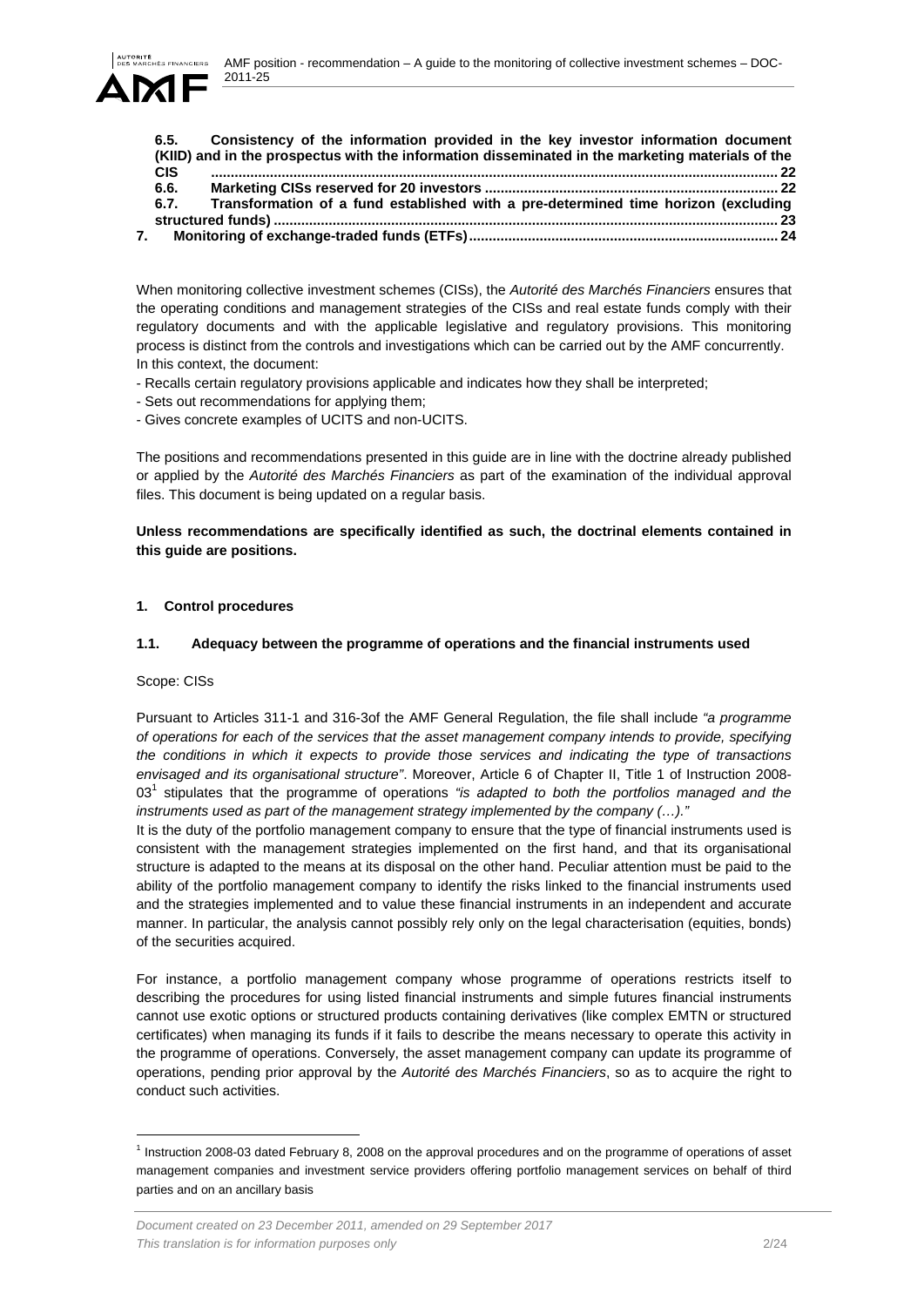**6.5. Consistency of the information provided in the key investor information document (KIID) and in the prospectus with the information disseminated in the marketing materials of the CIS ........................................................................................................................................ 22**
**6.6. Marketing CISs reserved for 20 investors .......................................................................... 22**
**6.7. Transformation of a fund established with a pre-determined time horizon (excluding structured funds) ............................................................................................................................ 23**
**7. Monitoring of exchange-traded funds (ETFs)............................................................................ 24**

When monitoring collective investment schemes (CISs), the *Autorité des Marchés Financiers* ensures that the operating conditions and management strategies of the CISs and real estate funds comply with their regulatory documents and with the applicable legislative and regulatory provisions. This monitoring process is distinct from the controls and investigations which can be carried out by the AMF concurrently.
In this context, the document:

- Recalls certain regulatory provisions applicable and indicates how they shall be interpreted;
- Sets out recommendations for applying them;
- Gives concrete examples of UCITS and non-UCITS.

The positions and recommendations presented in this guide are in line with the doctrine already published or applied by the *Autorité des Marchés Financiers* as part of the examination of the individual approval files. This document is being updated on a regular basis.

**Unless recommendations are specifically identified as such, the doctrinal elements contained in this guide are positions.**

## 1. Control procedures

### 1.1. Adequacy between the programme of operations and the financial instruments used

Scope: CISs

Pursuant to Articles 311-1 and 316-3of the AMF General Regulation, the file shall include *"a programme of operations for each of the services that the asset management company intends to provide, specifying the conditions in which it expects to provide those services and indicating the type of transactions envisaged and its organisational structure"*. Moreover, Article 6 of Chapter II, Title 1 of Instruction 2008-03[1] stipulates that the programme of operations *"is adapted to both the portfolios managed and the instruments used as part of the management strategy implemented by the company (…)."*

It is the duty of the portfolio management company to ensure that the type of financial instruments used is consistent with the management strategies implemented on the first hand, and that its organisational structure is adapted to the means at its disposal on the other hand. Peculiar attention must be paid to the ability of the portfolio management company to identify the risks linked to the financial instruments used and the strategies implemented and to value these financial instruments in an independent and accurate manner. In particular, the analysis cannot possibly rely only on the legal characterisation (equities, bonds) of the securities acquired.

For instance, a portfolio management company whose programme of operations restricts itself to describing the procedures for using listed financial instruments and simple futures financial instruments cannot use exotic options or structured products containing derivatives (like complex EMTN or structured certificates) when managing its funds if it fails to describe the means necessary to operate this activity in the programme of operations. Conversely, the asset management company can update its programme of operations, pending prior approval by the *Autorité des Marchés Financiers*, so as to acquire the right to conduct such activities.

[1] Instruction 2008-03 dated February 8, 2008 on the approval procedures and on the programme of operations of asset management companies and investment service providers offering portfolio management services on behalf of third parties and on an ancillary basis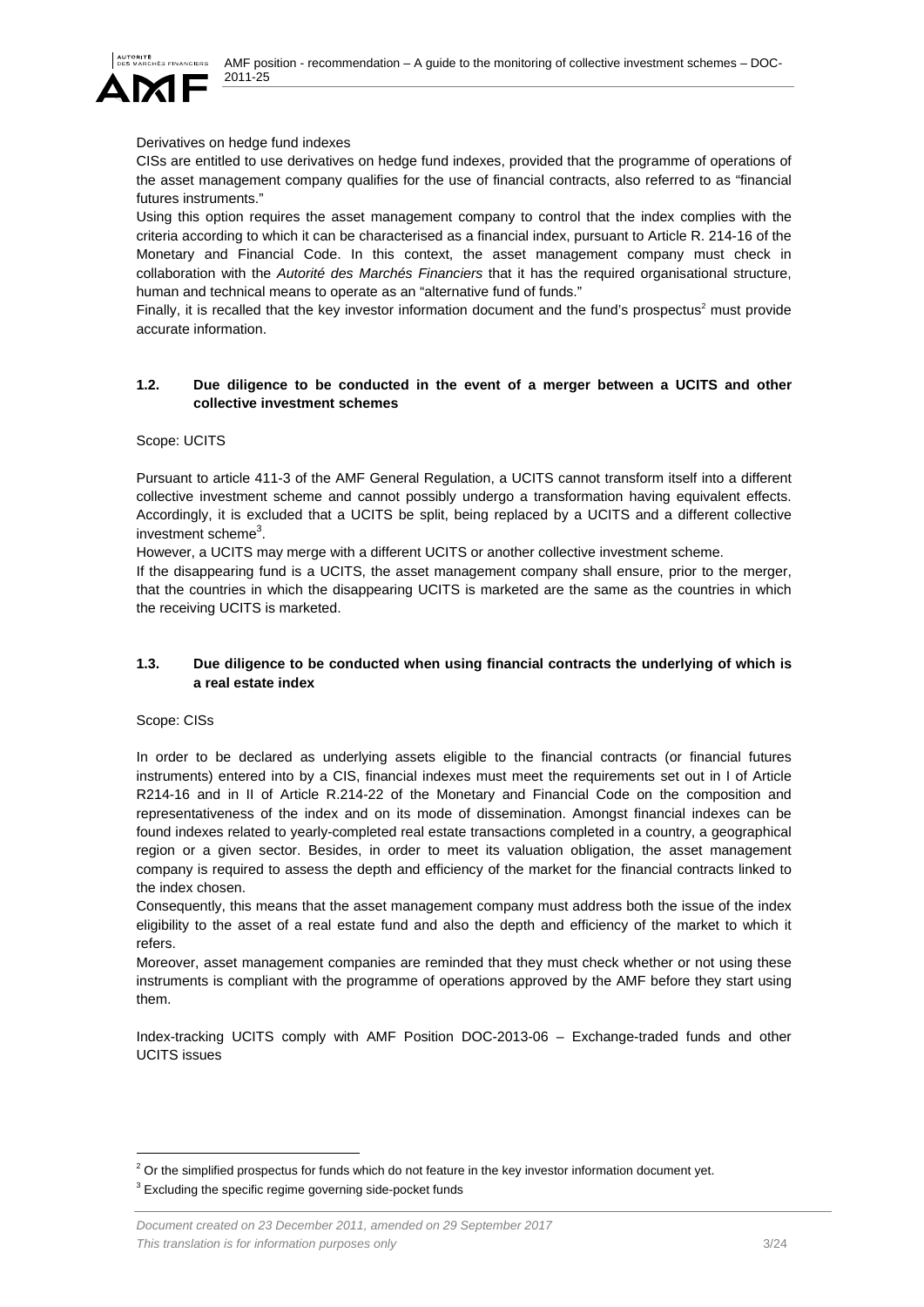Derivatives on hedge fund indexes

CISs are entitled to use derivatives on hedge fund indexes, provided that the programme of operations of the asset management company qualifies for the use of financial contracts, also referred to as "financial futures instruments."

Using this option requires the asset management company to control that the index complies with the criteria according to which it can be characterised as a financial index, pursuant to Article R. 214-16 of the Monetary and Financial Code. In this context, the asset management company must check in collaboration with the *Autorité des Marchés Financiers* that it has the required organisational structure, human and technical means to operate as an "alternative fund of funds."

Finally, it is recalled that the key investor information document and the fund's prospectus[2] must provide accurate information.

### 1.2. Due diligence to be conducted in the event of a merger between a UCITS and other collective investment schemes

Scope: UCITS

Pursuant to article 411-3 of the AMF General Regulation, a UCITS cannot transform itself into a different collective investment scheme and cannot possibly undergo a transformation having equivalent effects. Accordingly, it is excluded that a UCITS be split, being replaced by a UCITS and a different collective investment scheme[3].

However, a UCITS may merge with a different UCITS or another collective investment scheme.

If the disappearing fund is a UCITS, the asset management company shall ensure, prior to the merger, that the countries in which the disappearing UCITS is marketed are the same as the countries in which the receiving UCITS is marketed.

### 1.3. Due diligence to be conducted when using financial contracts the underlying of which is a real estate index

Scope: CISs

In order to be declared as underlying assets eligible to the financial contracts (or financial futures instruments) entered into by a CIS, financial indexes must meet the requirements set out in I of Article R214-16 and in II of Article R.214-22 of the Monetary and Financial Code on the composition and representativeness of the index and on its mode of dissemination. Amongst financial indexes can be found indexes related to yearly-completed real estate transactions completed in a country, a geographical region or a given sector. Besides, in order to meet its valuation obligation, the asset management company is required to assess the depth and efficiency of the market for the financial contracts linked to the index chosen.

Consequently, this means that the asset management company must address both the issue of the index eligibility to the asset of a real estate fund and also the depth and efficiency of the market to which it refers.

Moreover, asset management companies are reminded that they must check whether or not using these instruments is compliant with the programme of operations approved by the AMF before they start using them.

Index-tracking UCITS comply with AMF Position DOC-2013-06 – Exchange-traded funds and other UCITS issues

---

[2] Or the simplified prospectus for funds which do not feature in the key investor information document yet.

[3] Excluding the specific regime governing side-pocket funds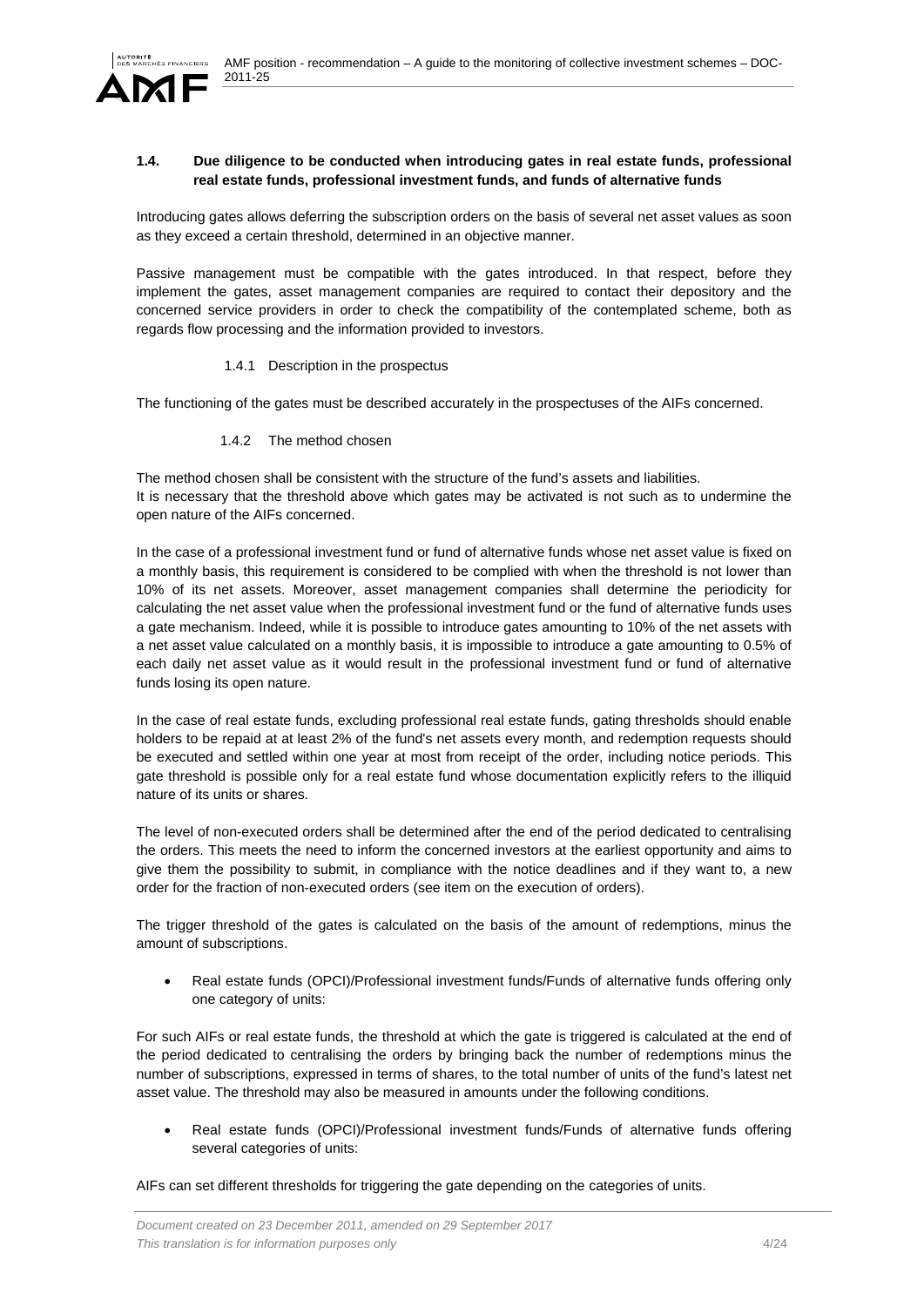### 1.4. Due diligence to be conducted when introducing gates in real estate funds, professional real estate funds, professional investment funds, and funds of alternative funds

Introducing gates allows deferring the subscription orders on the basis of several net asset values as soon as they exceed a certain threshold, determined in an objective manner.

Passive management must be compatible with the gates introduced. In that respect, before they implement the gates, asset management companies are required to contact their depository and the concerned service providers in order to check the compatibility of the contemplated scheme, both as regards flow processing and the information provided to investors.

#### 1.4.1 Description in the prospectus

The functioning of the gates must be described accurately in the prospectuses of the AIFs concerned.

#### 1.4.2 The method chosen

The method chosen shall be consistent with the structure of the fund's assets and liabilities.
It is necessary that the threshold above which gates may be activated is not such as to undermine the open nature of the AIFs concerned.

In the case of a professional investment fund or fund of alternative funds whose net asset value is fixed on a monthly basis, this requirement is considered to be complied with when the threshold is not lower than 10% of its net assets. Moreover, asset management companies shall determine the periodicity for calculating the net asset value when the professional investment fund or the fund of alternative funds uses a gate mechanism. Indeed, while it is possible to introduce gates amounting to 10% of the net assets with a net asset value calculated on a monthly basis, it is impossible to introduce a gate amounting to 0.5% of each daily net asset value as it would result in the professional investment fund or fund of alternative funds losing its open nature.

In the case of real estate funds, excluding professional real estate funds, gating thresholds should enable holders to be repaid at at least 2% of the fund's net assets every month, and redemption requests should be executed and settled within one year at most from receipt of the order, including notice periods. This gate threshold is possible only for a real estate fund whose documentation explicitly refers to the illiquid nature of its units or shares.

The level of non-executed orders shall be determined after the end of the period dedicated to centralising the orders. This meets the need to inform the concerned investors at the earliest opportunity and aims to give them the possibility to submit, in compliance with the notice deadlines and if they want to, a new order for the fraction of non-executed orders (see item on the execution of orders).

The trigger threshold of the gates is calculated on the basis of the amount of redemptions, minus the amount of subscriptions.

- Real estate funds (OPCI)/Professional investment funds/Funds of alternative funds offering only one category of units:

For such AIFs or real estate funds, the threshold at which the gate is triggered is calculated at the end of the period dedicated to centralising the orders by bringing back the number of redemptions minus the number of subscriptions, expressed in terms of shares, to the total number of units of the fund's latest net asset value. The threshold may also be measured in amounts under the following conditions.

- Real estate funds (OPCI)/Professional investment funds/Funds of alternative funds offering several categories of units:

AIFs can set different thresholds for triggering the gate depending on the categories of units.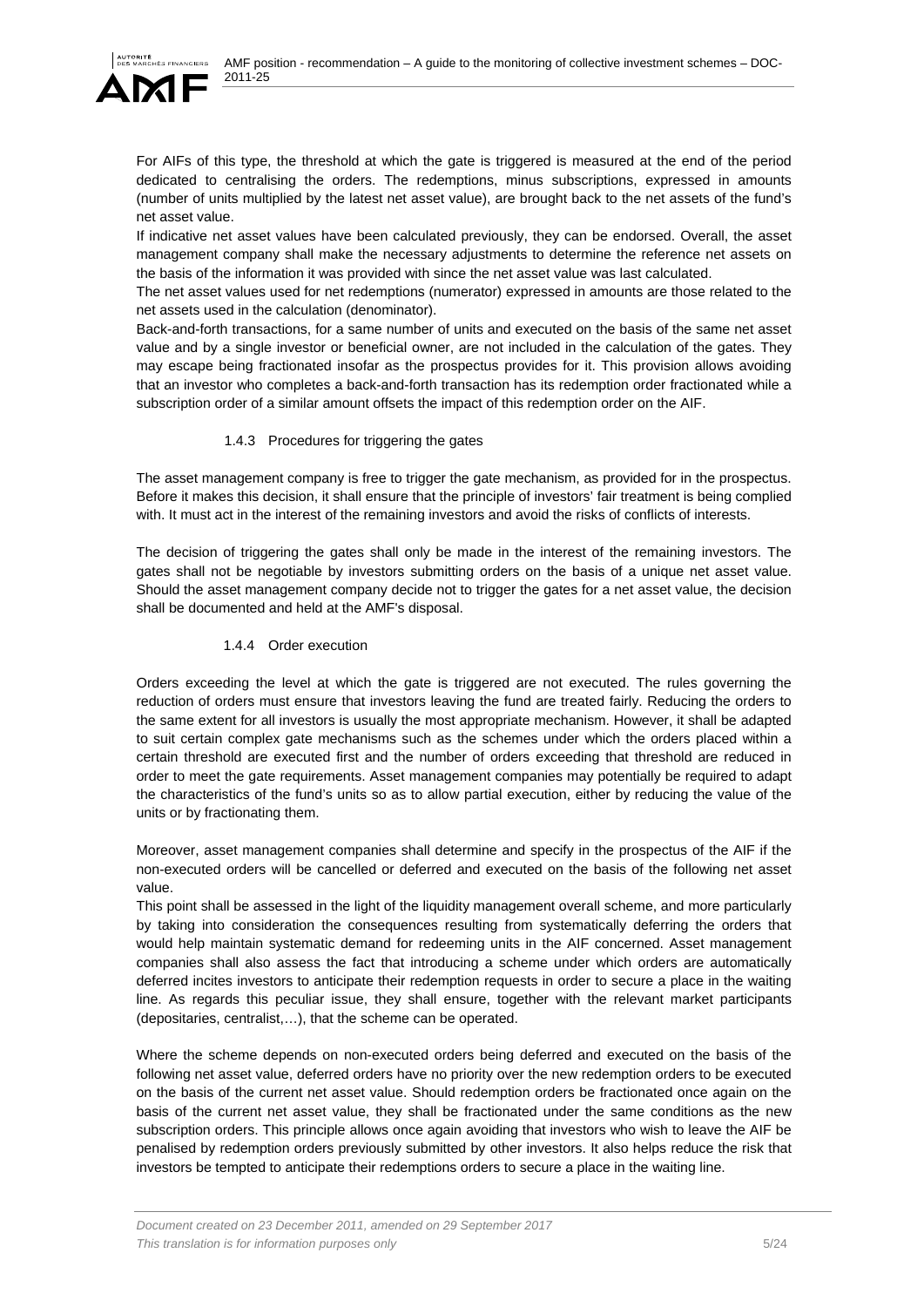For AIFs of this type, the threshold at which the gate is triggered is measured at the end of the period dedicated to centralising the orders. The redemptions, minus subscriptions, expressed in amounts (number of units multiplied by the latest net asset value), are brought back to the net assets of the fund's net asset value.

If indicative net asset values have been calculated previously, they can be endorsed. Overall, the asset management company shall make the necessary adjustments to determine the reference net assets on the basis of the information it was provided with since the net asset value was last calculated.

The net asset values used for net redemptions (numerator) expressed in amounts are those related to the net assets used in the calculation (denominator).

Back-and-forth transactions, for a same number of units and executed on the basis of the same net asset value and by a single investor or beneficial owner, are not included in the calculation of the gates. They may escape being fractionated insofar as the prospectus provides for it. This provision allows avoiding that an investor who completes a back-and-forth transaction has its redemption order fractionated while a subscription order of a similar amount offsets the impact of this redemption order on the AIF.

#### 1.4.3 Procedures for triggering the gates

The asset management company is free to trigger the gate mechanism, as provided for in the prospectus. Before it makes this decision, it shall ensure that the principle of investors' fair treatment is being complied with. It must act in the interest of the remaining investors and avoid the risks of conflicts of interests.

The decision of triggering the gates shall only be made in the interest of the remaining investors. The gates shall not be negotiable by investors submitting orders on the basis of a unique net asset value. Should the asset management company decide not to trigger the gates for a net asset value, the decision shall be documented and held at the AMF's disposal.

#### 1.4.4 Order execution

Orders exceeding the level at which the gate is triggered are not executed. The rules governing the reduction of orders must ensure that investors leaving the fund are treated fairly. Reducing the orders to the same extent for all investors is usually the most appropriate mechanism. However, it shall be adapted to suit certain complex gate mechanisms such as the schemes under which the orders placed within a certain threshold are executed first and the number of orders exceeding that threshold are reduced in order to meet the gate requirements. Asset management companies may potentially be required to adapt the characteristics of the fund's units so as to allow partial execution, either by reducing the value of the units or by fractionating them.

Moreover, asset management companies shall determine and specify in the prospectus of the AIF if the non-executed orders will be cancelled or deferred and executed on the basis of the following net asset value.

This point shall be assessed in the light of the liquidity management overall scheme, and more particularly by taking into consideration the consequences resulting from systematically deferring the orders that would help maintain systematic demand for redeeming units in the AIF concerned. Asset management companies shall also assess the fact that introducing a scheme under which orders are automatically deferred incites investors to anticipate their redemption requests in order to secure a place in the waiting line. As regards this peculiar issue, they shall ensure, together with the relevant market participants (depositaries, centralist,…), that the scheme can be operated.

Where the scheme depends on non-executed orders being deferred and executed on the basis of the following net asset value, deferred orders have no priority over the new redemption orders to be executed on the basis of the current net asset value. Should redemption orders be fractionated once again on the basis of the current net asset value, they shall be fractionated under the same conditions as the new subscription orders. This principle allows once again avoiding that investors who wish to leave the AIF be penalised by redemption orders previously submitted by other investors. It also helps reduce the risk that investors be tempted to anticipate their redemptions orders to secure a place in the waiting line.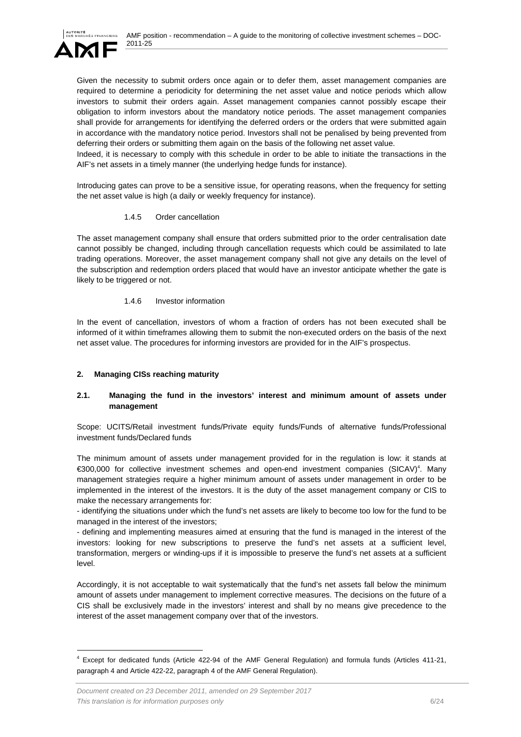Given the necessity to submit orders once again or to defer them, asset management companies are required to determine a periodicity for determining the net asset value and notice periods which allow investors to submit their orders again. Asset management companies cannot possibly escape their obligation to inform investors about the mandatory notice periods. The asset management companies shall provide for arrangements for identifying the deferred orders or the orders that were submitted again in accordance with the mandatory notice period. Investors shall not be penalised by being prevented from deferring their orders or submitting them again on the basis of the following net asset value.

Indeed, it is necessary to comply with this schedule in order to be able to initiate the transactions in the AIF's net assets in a timely manner (the underlying hedge funds for instance).

Introducing gates can prove to be a sensitive issue, for operating reasons, when the frequency for setting the net asset value is high (a daily or weekly frequency for instance).

#### 1.4.5 Order cancellation

The asset management company shall ensure that orders submitted prior to the order centralisation date cannot possibly be changed, including through cancellation requests which could be assimilated to late trading operations. Moreover, the asset management company shall not give any details on the level of the subscription and redemption orders placed that would have an investor anticipate whether the gate is likely to be triggered or not.

#### 1.4.6 Investor information

In the event of cancellation, investors of whom a fraction of orders has not been executed shall be informed of it within timeframes allowing them to submit the non-executed orders on the basis of the next net asset value. The procedures for informing investors are provided for in the AIF's prospectus.

## 2. Managing CISs reaching maturity

### 2.1. Managing the fund in the investors' interest and minimum amount of assets under management

Scope: UCITS/Retail investment funds/Private equity funds/Funds of alternative funds/Professional investment funds/Declared funds

The minimum amount of assets under management provided for in the regulation is low: it stands at €300,000 for collective investment schemes and open-end investment companies (SICAV)[4]. Many management strategies require a higher minimum amount of assets under management in order to be implemented in the interest of the investors. It is the duty of the asset management company or CIS to make the necessary arrangements for:

- identifying the situations under which the fund's net assets are likely to become too low for the fund to be managed in the interest of the investors;
- defining and implementing measures aimed at ensuring that the fund is managed in the interest of the investors: looking for new subscriptions to preserve the fund's net assets at a sufficient level, transformation, mergers or winding-ups if it is impossible to preserve the fund's net assets at a sufficient level.

Accordingly, it is not acceptable to wait systematically that the fund's net assets fall below the minimum amount of assets under management to implement corrective measures. The decisions on the future of a CIS shall be exclusively made in the investors' interest and shall by no means give precedence to the interest of the asset management company over that of the investors.

[4] Except for dedicated funds (Article 422-94 of the AMF General Regulation) and formula funds (Articles 411-21, paragraph 4 and Article 422-22, paragraph 4 of the AMF General Regulation).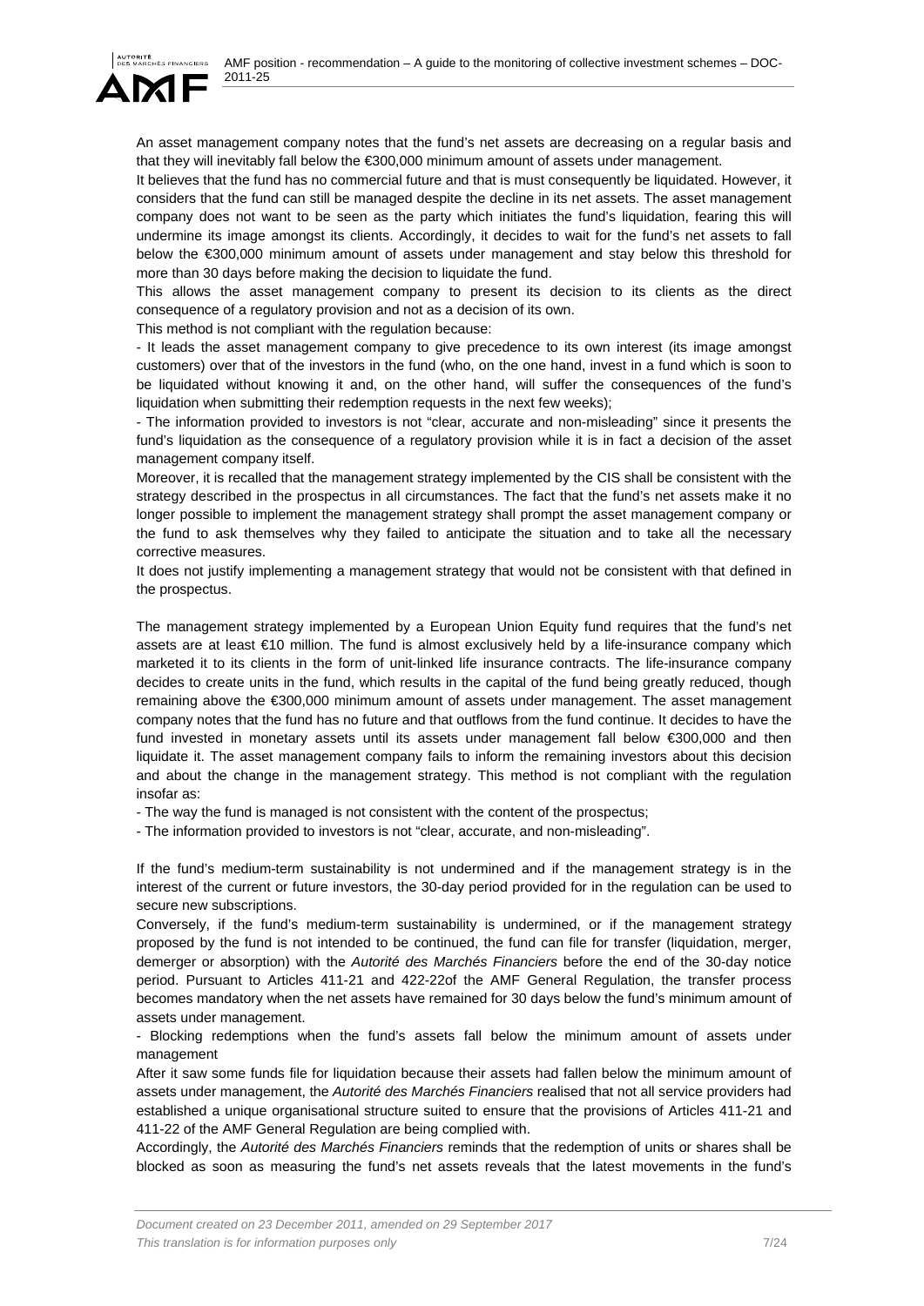An asset management company notes that the fund's net assets are decreasing on a regular basis and that they will inevitably fall below the €300,000 minimum amount of assets under management.

It believes that the fund has no commercial future and that is must consequently be liquidated. However, it considers that the fund can still be managed despite the decline in its net assets. The asset management company does not want to be seen as the party which initiates the fund's liquidation, fearing this will undermine its image amongst its clients. Accordingly, it decides to wait for the fund's net assets to fall below the €300,000 minimum amount of assets under management and stay below this threshold for more than 30 days before making the decision to liquidate the fund.

This allows the asset management company to present its decision to its clients as the direct consequence of a regulatory provision and not as a decision of its own.

This method is not compliant with the regulation because:

- It leads the asset management company to give precedence to its own interest (its image amongst customers) over that of the investors in the fund (who, on the one hand, invest in a fund which is soon to be liquidated without knowing it and, on the other hand, will suffer the consequences of the fund's liquidation when submitting their redemption requests in the next few weeks);
- The information provided to investors is not "clear, accurate and non-misleading" since it presents the fund's liquidation as the consequence of a regulatory provision while it is in fact a decision of the asset management company itself.

Moreover, it is recalled that the management strategy implemented by the CIS shall be consistent with the strategy described in the prospectus in all circumstances. The fact that the fund's net assets make it no longer possible to implement the management strategy shall prompt the asset management company or the fund to ask themselves why they failed to anticipate the situation and to take all the necessary corrective measures.

It does not justify implementing a management strategy that would not be consistent with that defined in the prospectus.

The management strategy implemented by a European Union Equity fund requires that the fund's net assets are at least €10 million. The fund is almost exclusively held by a life-insurance company which marketed it to its clients in the form of unit-linked life insurance contracts. The life-insurance company decides to create units in the fund, which results in the capital of the fund being greatly reduced, though remaining above the €300,000 minimum amount of assets under management. The asset management company notes that the fund has no future and that outflows from the fund continue. It decides to have the fund invested in monetary assets until its assets under management fall below €300,000 and then liquidate it. The asset management company fails to inform the remaining investors about this decision and about the change in the management strategy. This method is not compliant with the regulation insofar as:

- The way the fund is managed is not consistent with the content of the prospectus;
- The information provided to investors is not "clear, accurate, and non-misleading".

If the fund's medium-term sustainability is not undermined and if the management strategy is in the interest of the current or future investors, the 30-day period provided for in the regulation can be used to secure new subscriptions.

Conversely, if the fund's medium-term sustainability is undermined, or if the management strategy proposed by the fund is not intended to be continued, the fund can file for transfer (liquidation, merger, demerger or absorption) with the *Autorité des Marchés Financiers* before the end of the 30-day notice period. Pursuant to Articles 411-21 and 422-22of the AMF General Regulation, the transfer process becomes mandatory when the net assets have remained for 30 days below the fund's minimum amount of assets under management.

- Blocking redemptions when the fund's assets fall below the minimum amount of assets under management

After it saw some funds file for liquidation because their assets had fallen below the minimum amount of assets under management, the *Autorité des Marchés Financiers* realised that not all service providers had established a unique organisational structure suited to ensure that the provisions of Articles 411-21 and 411-22 of the AMF General Regulation are being complied with.

Accordingly, the *Autorité des Marchés Financiers* reminds that the redemption of units or shares shall be blocked as soon as measuring the fund's net assets reveals that the latest movements in the fund's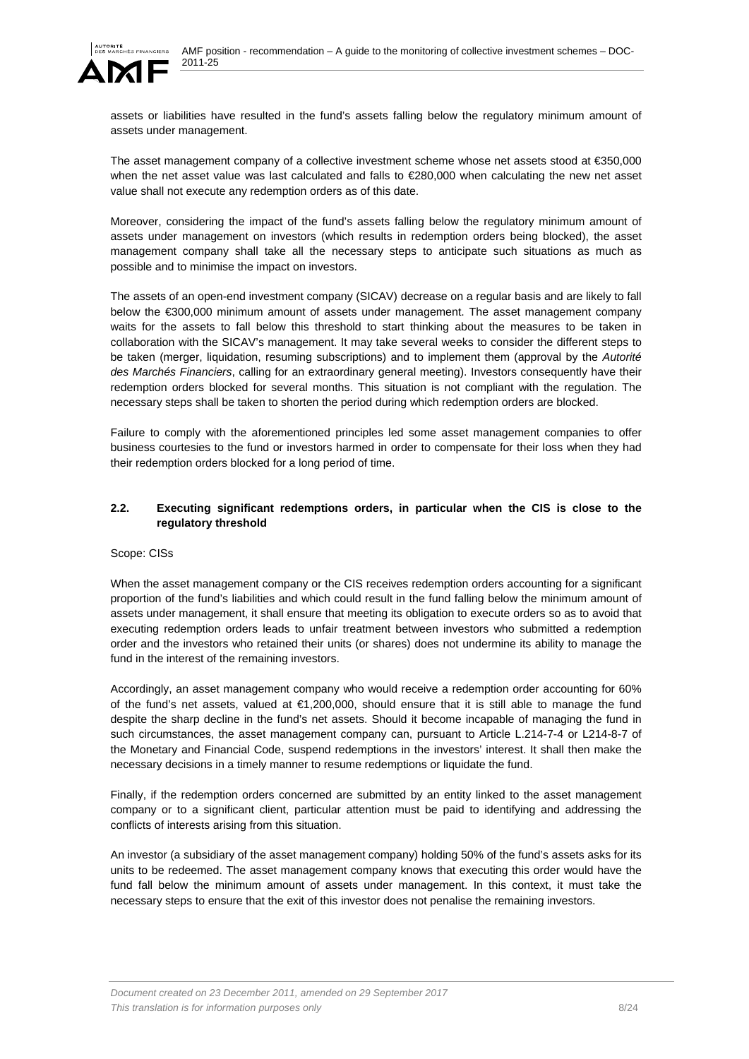assets or liabilities have resulted in the fund's assets falling below the regulatory minimum amount of assets under management.

The asset management company of a collective investment scheme whose net assets stood at €350,000 when the net asset value was last calculated and falls to €280,000 when calculating the new net asset value shall not execute any redemption orders as of this date.

Moreover, considering the impact of the fund's assets falling below the regulatory minimum amount of assets under management on investors (which results in redemption orders being blocked), the asset management company shall take all the necessary steps to anticipate such situations as much as possible and to minimise the impact on investors.

The assets of an open-end investment company (SICAV) decrease on a regular basis and are likely to fall below the €300,000 minimum amount of assets under management. The asset management company waits for the assets to fall below this threshold to start thinking about the measures to be taken in collaboration with the SICAV's management. It may take several weeks to consider the different steps to be taken (merger, liquidation, resuming subscriptions) and to implement them (approval by the *Autorité des Marchés Financiers*, calling for an extraordinary general meeting). Investors consequently have their redemption orders blocked for several months. This situation is not compliant with the regulation. The necessary steps shall be taken to shorten the period during which redemption orders are blocked.

Failure to comply with the aforementioned principles led some asset management companies to offer business courtesies to the fund or investors harmed in order to compensate for their loss when they had their redemption orders blocked for a long period of time.

### 2.2. Executing significant redemptions orders, in particular when the CIS is close to the regulatory threshold

Scope: CISs

When the asset management company or the CIS receives redemption orders accounting for a significant proportion of the fund's liabilities and which could result in the fund falling below the minimum amount of assets under management, it shall ensure that meeting its obligation to execute orders so as to avoid that executing redemption orders leads to unfair treatment between investors who submitted a redemption order and the investors who retained their units (or shares) does not undermine its ability to manage the fund in the interest of the remaining investors.

Accordingly, an asset management company who would receive a redemption order accounting for 60% of the fund's net assets, valued at €1,200,000, should ensure that it is still able to manage the fund despite the sharp decline in the fund's net assets. Should it become incapable of managing the fund in such circumstances, the asset management company can, pursuant to Article L.214-7-4 or L214-8-7 of the Monetary and Financial Code, suspend redemptions in the investors' interest. It shall then make the necessary decisions in a timely manner to resume redemptions or liquidate the fund.

Finally, if the redemption orders concerned are submitted by an entity linked to the asset management company or to a significant client, particular attention must be paid to identifying and addressing the conflicts of interests arising from this situation.

An investor (a subsidiary of the asset management company) holding 50% of the fund's assets asks for its units to be redeemed. The asset management company knows that executing this order would have the fund fall below the minimum amount of assets under management. In this context, it must take the necessary steps to ensure that the exit of this investor does not penalise the remaining investors.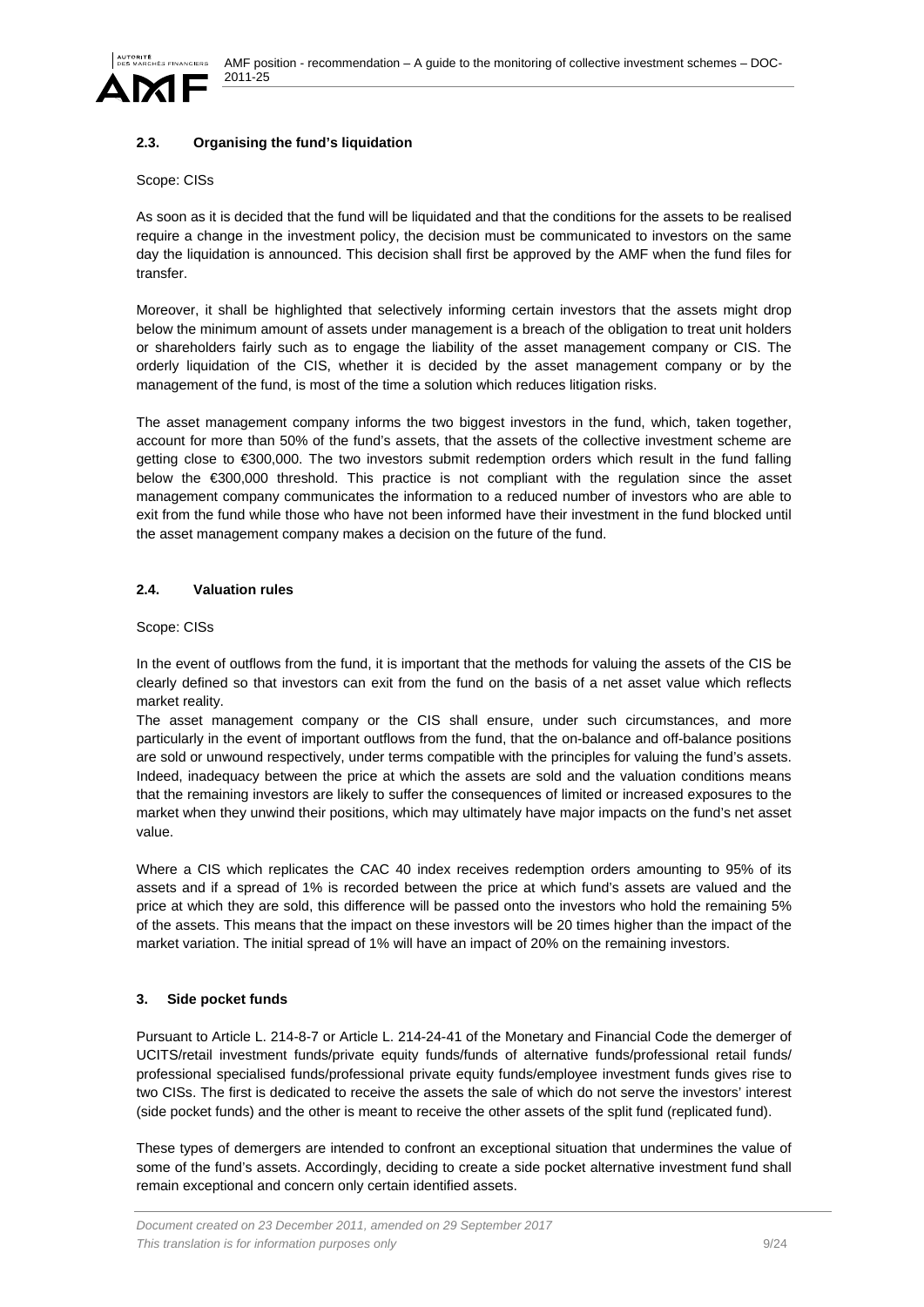### 2.3. Organising the fund's liquidation

Scope: CISs

As soon as it is decided that the fund will be liquidated and that the conditions for the assets to be realised require a change in the investment policy, the decision must be communicated to investors on the same day the liquidation is announced. This decision shall first be approved by the AMF when the fund files for transfer.

Moreover, it shall be highlighted that selectively informing certain investors that the assets might drop below the minimum amount of assets under management is a breach of the obligation to treat unit holders or shareholders fairly such as to engage the liability of the asset management company or CIS. The orderly liquidation of the CIS, whether it is decided by the asset management company or by the management of the fund, is most of the time a solution which reduces litigation risks.

The asset management company informs the two biggest investors in the fund, which, taken together, account for more than 50% of the fund's assets, that the assets of the collective investment scheme are getting close to €300,000. The two investors submit redemption orders which result in the fund falling below the €300,000 threshold. This practice is not compliant with the regulation since the asset management company communicates the information to a reduced number of investors who are able to exit from the fund while those who have not been informed have their investment in the fund blocked until the asset management company makes a decision on the future of the fund.

### 2.4. Valuation rules

Scope: CISs

In the event of outflows from the fund, it is important that the methods for valuing the assets of the CIS be clearly defined so that investors can exit from the fund on the basis of a net asset value which reflects market reality.

The asset management company or the CIS shall ensure, under such circumstances, and more particularly in the event of important outflows from the fund, that the on-balance and off-balance positions are sold or unwound respectively, under terms compatible with the principles for valuing the fund's assets. Indeed, inadequacy between the price at which the assets are sold and the valuation conditions means that the remaining investors are likely to suffer the consequences of limited or increased exposures to the market when they unwind their positions, which may ultimately have major impacts on the fund's net asset value.

Where a CIS which replicates the CAC 40 index receives redemption orders amounting to 95% of its assets and if a spread of 1% is recorded between the price at which fund's assets are valued and the price at which they are sold, this difference will be passed onto the investors who hold the remaining 5% of the assets. This means that the impact on these investors will be 20 times higher than the impact of the market variation. The initial spread of 1% will have an impact of 20% on the remaining investors.

## 3. Side pocket funds

Pursuant to Article L. 214-8-7 or Article L. 214-24-41 of the Monetary and Financial Code the demerger of UCITS/retail investment funds/private equity funds/funds of alternative funds/professional retail funds/ professional specialised funds/professional private equity funds/employee investment funds gives rise to two CISs. The first is dedicated to receive the assets the sale of which do not serve the investors' interest (side pocket funds) and the other is meant to receive the other assets of the split fund (replicated fund).

These types of demergers are intended to confront an exceptional situation that undermines the value of some of the fund's assets. Accordingly, deciding to create a side pocket alternative investment fund shall remain exceptional and concern only certain identified assets.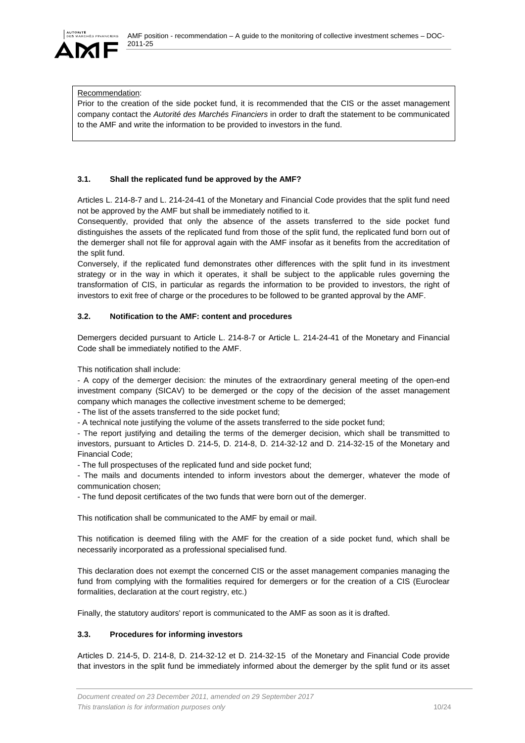Recommendation:

Prior to the creation of the side pocket fund, it is recommended that the CIS or the asset management company contact the *Autorité des Marchés Financiers* in order to draft the statement to be communicated to the AMF and write the information to be provided to investors in the fund.

### 3.1. Shall the replicated fund be approved by the AMF?

Articles L. 214-8-7 and L. 214-24-41 of the Monetary and Financial Code provides that the split fund need not be approved by the AMF but shall be immediately notified to it.

Consequently, provided that only the absence of the assets transferred to the side pocket fund distinguishes the assets of the replicated fund from those of the split fund, the replicated fund born out of the demerger shall not file for approval again with the AMF insofar as it benefits from the accreditation of the split fund.

Conversely, if the replicated fund demonstrates other differences with the split fund in its investment strategy or in the way in which it operates, it shall be subject to the applicable rules governing the transformation of CIS, in particular as regards the information to be provided to investors, the right of investors to exit free of charge or the procedures to be followed to be granted approval by the AMF.

### 3.2. Notification to the AMF: content and procedures

Demergers decided pursuant to Article L. 214-8-7 or Article L. 214-24-41 of the Monetary and Financial Code shall be immediately notified to the AMF.

This notification shall include:

- A copy of the demerger decision: the minutes of the extraordinary general meeting of the open-end investment company (SICAV) to be demerged or the copy of the decision of the asset management company which manages the collective investment scheme to be demerged;
- The list of the assets transferred to the side pocket fund;
- A technical note justifying the volume of the assets transferred to the side pocket fund;
- The report justifying and detailing the terms of the demerger decision, which shall be transmitted to investors, pursuant to Articles D. 214-5, D. 214-8, D. 214-32-12 and D. 214-32-15 of the Monetary and Financial Code;
- The full prospectuses of the replicated fund and side pocket fund;
- The mails and documents intended to inform investors about the demerger, whatever the mode of communication chosen;
- The fund deposit certificates of the two funds that were born out of the demerger.

This notification shall be communicated to the AMF by email or mail.

This notification is deemed filing with the AMF for the creation of a side pocket fund, which shall be necessarily incorporated as a professional specialised fund.

This declaration does not exempt the concerned CIS or the asset management companies managing the fund from complying with the formalities required for demergers or for the creation of a CIS (Euroclear formalities, declaration at the court registry, etc.)

Finally, the statutory auditors' report is communicated to the AMF as soon as it is drafted.

### 3.3. Procedures for informing investors

Articles D. 214-5, D. 214-8, D. 214-32-12 et D. 214-32-15 of the Monetary and Financial Code provide that investors in the split fund be immediately informed about the demerger by the split fund or its asset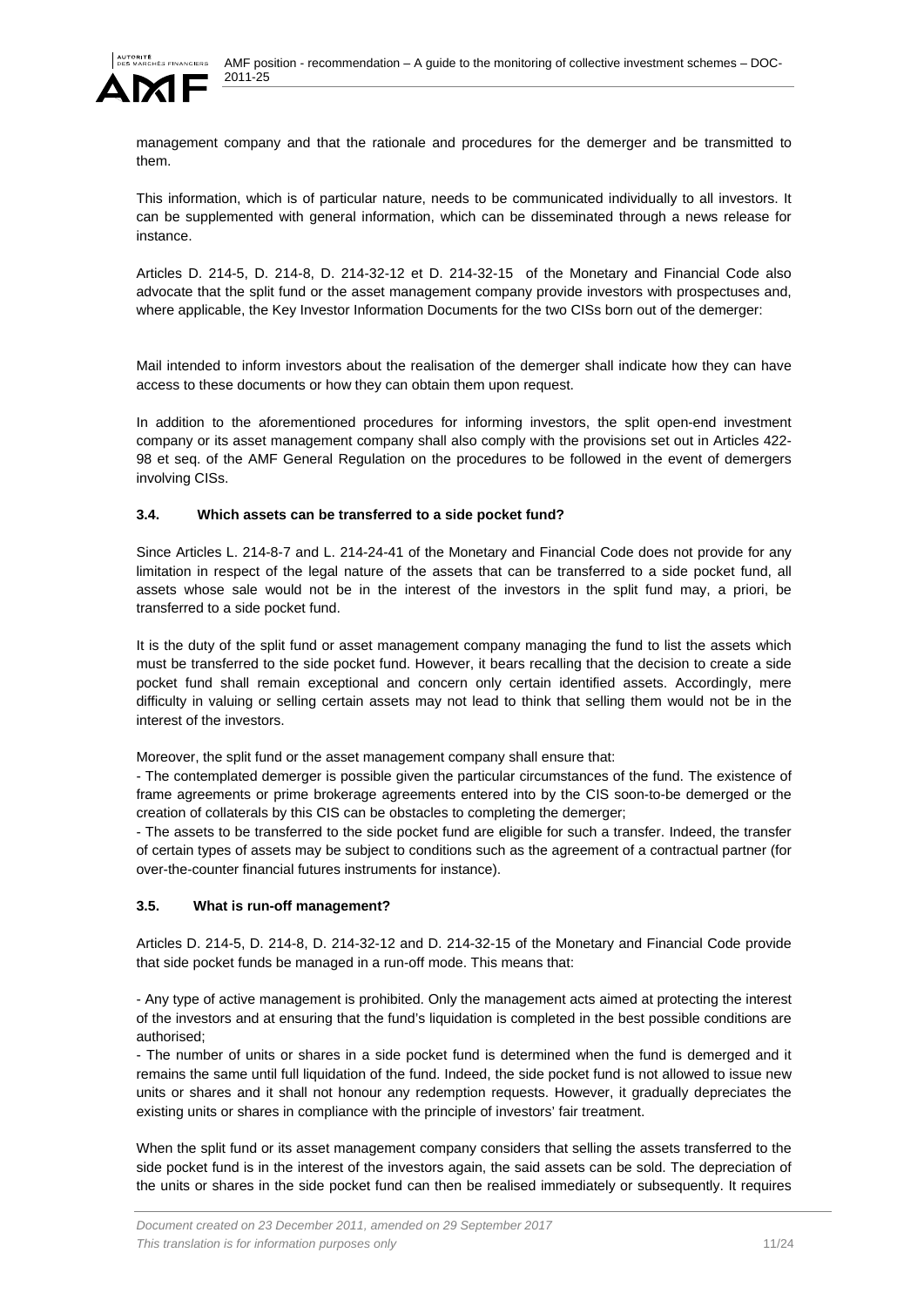management company and that the rationale and procedures for the demerger and be transmitted to them.

This information, which is of particular nature, needs to be communicated individually to all investors. It can be supplemented with general information, which can be disseminated through a news release for instance.

Articles D. 214-5, D. 214-8, D. 214-32-12 et D. 214-32-15 of the Monetary and Financial Code also advocate that the split fund or the asset management company provide investors with prospectuses and, where applicable, the Key Investor Information Documents for the two CISs born out of the demerger:

Mail intended to inform investors about the realisation of the demerger shall indicate how they can have access to these documents or how they can obtain them upon request.

In addition to the aforementioned procedures for informing investors, the split open-end investment company or its asset management company shall also comply with the provisions set out in Articles 422-98 et seq. of the AMF General Regulation on the procedures to be followed in the event of demergers involving CISs.

### 3.4. Which assets can be transferred to a side pocket fund?

Since Articles L. 214-8-7 and L. 214-24-41 of the Monetary and Financial Code does not provide for any limitation in respect of the legal nature of the assets that can be transferred to a side pocket fund, all assets whose sale would not be in the interest of the investors in the split fund may, a priori, be transferred to a side pocket fund.

It is the duty of the split fund or asset management company managing the fund to list the assets which must be transferred to the side pocket fund. However, it bears recalling that the decision to create a side pocket fund shall remain exceptional and concern only certain identified assets. Accordingly, mere difficulty in valuing or selling certain assets may not lead to think that selling them would not be in the interest of the investors.

Moreover, the split fund or the asset management company shall ensure that:

- The contemplated demerger is possible given the particular circumstances of the fund. The existence of frame agreements or prime brokerage agreements entered into by the CIS soon-to-be demerged or the creation of collaterals by this CIS can be obstacles to completing the demerger;
- The assets to be transferred to the side pocket fund are eligible for such a transfer. Indeed, the transfer of certain types of assets may be subject to conditions such as the agreement of a contractual partner (for over-the-counter financial futures instruments for instance).

### 3.5. What is run-off management?

Articles D. 214-5, D. 214-8, D. 214-32-12 and D. 214-32-15 of the Monetary and Financial Code provide that side pocket funds be managed in a run-off mode. This means that:

- Any type of active management is prohibited. Only the management acts aimed at protecting the interest of the investors and at ensuring that the fund's liquidation is completed in the best possible conditions are authorised;
- The number of units or shares in a side pocket fund is determined when the fund is demerged and it remains the same until full liquidation of the fund. Indeed, the side pocket fund is not allowed to issue new units or shares and it shall not honour any redemption requests. However, it gradually depreciates the existing units or shares in compliance with the principle of investors' fair treatment.

When the split fund or its asset management company considers that selling the assets transferred to the side pocket fund is in the interest of the investors again, the said assets can be sold. The depreciation of the units or shares in the side pocket fund can then be realised immediately or subsequently. It requires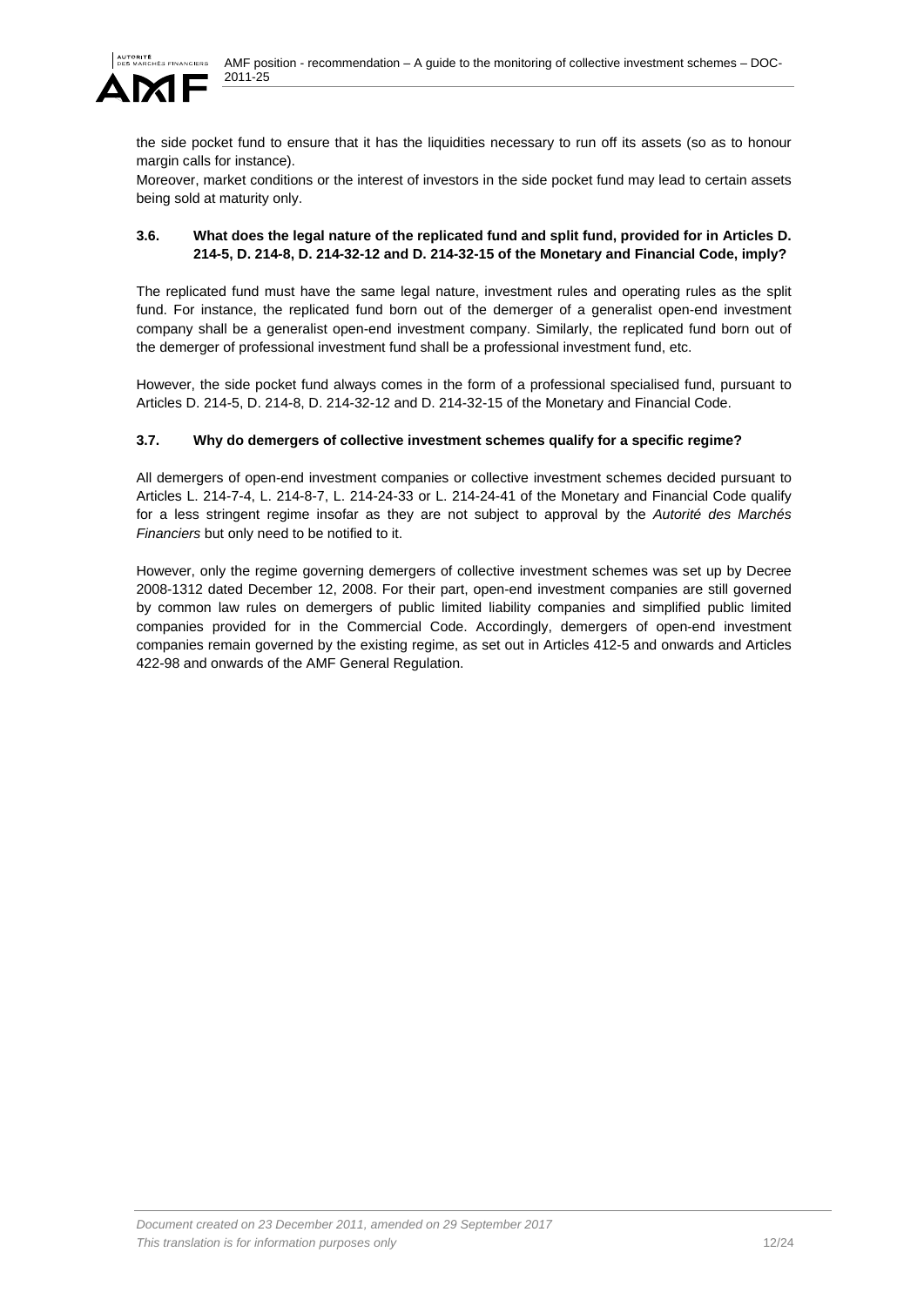the side pocket fund to ensure that it has the liquidities necessary to run off its assets (so as to honour margin calls for instance).

Moreover, market conditions or the interest of investors in the side pocket fund may lead to certain assets being sold at maturity only.

### 3.6. What does the legal nature of the replicated fund and split fund, provided for in Articles D. 214-5, D. 214-8, D. 214-32-12 and D. 214-32-15 of the Monetary and Financial Code, imply?

The replicated fund must have the same legal nature, investment rules and operating rules as the split fund. For instance, the replicated fund born out of the demerger of a generalist open-end investment company shall be a generalist open-end investment company. Similarly, the replicated fund born out of the demerger of professional investment fund shall be a professional investment fund, etc.

However, the side pocket fund always comes in the form of a professional specialised fund, pursuant to Articles D. 214-5, D. 214-8, D. 214-32-12 and D. 214-32-15 of the Monetary and Financial Code.

### 3.7. Why do demergers of collective investment schemes qualify for a specific regime?

All demergers of open-end investment companies or collective investment schemes decided pursuant to Articles L. 214-7-4, L. 214-8-7, L. 214-24-33 or L. 214-24-41 of the Monetary and Financial Code qualify for a less stringent regime insofar as they are not subject to approval by the *Autorité des Marchés Financiers* but only need to be notified to it.

However, only the regime governing demergers of collective investment schemes was set up by Decree 2008-1312 dated December 12, 2008. For their part, open-end investment companies are still governed by common law rules on demergers of public limited liability companies and simplified public limited companies provided for in the Commercial Code. Accordingly, demergers of open-end investment companies remain governed by the existing regime, as set out in Articles 412-5 and onwards and Articles 422-98 and onwards of the AMF General Regulation.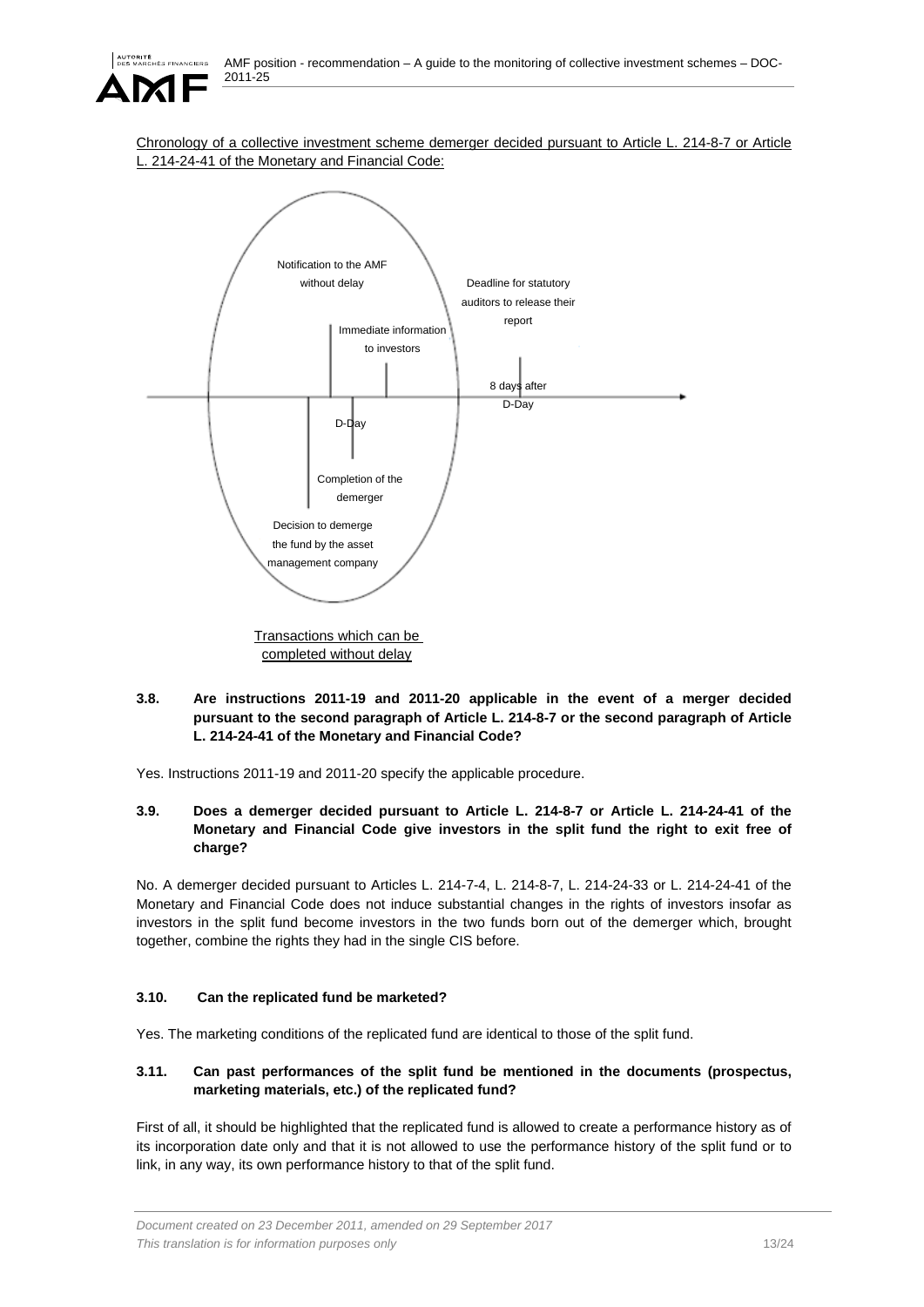Chronology of a collective investment scheme demerger decided pursuant to Article L. 214-8-7 or Article L. 214-24-41 of the Monetary and Financial Code:

Notification to the AMF without delay

Deadline for statutory auditors to release their report

Immediate information to investors

8 days after D-Day

D-Day

Completion of the demerger

Decision to demerge the fund by the asset management company

Transactions which can be completed without delay

**3.8. Are instructions 2011-19 and 2011-20 applicable in the event of a merger decided pursuant to the second paragraph of Article L. 214-8-7 or the second paragraph of Article L. 214-24-41 of the Monetary and Financial Code?**

Yes. Instructions 2011-19 and 2011-20 specify the applicable procedure.

**3.9. Does a demerger decided pursuant to Article L. 214-8-7 or Article L. 214-24-41 of the Monetary and Financial Code give investors in the split fund the right to exit free of charge?**

No. A demerger decided pursuant to Articles L. 214-7-4, L. 214-8-7, L. 214-24-33 or L. 214-24-41 of the Monetary and Financial Code does not induce substantial changes in the rights of investors insofar as investors in the split fund become investors in the two funds born out of the demerger which, brought together, combine the rights they had in the single CIS before.

**3.10. Can the replicated fund be marketed?**

Yes. The marketing conditions of the replicated fund are identical to those of the split fund.

**3.11. Can past performances of the split fund be mentioned in the documents (prospectus, marketing materials, etc.) of the replicated fund?**

First of all, it should be highlighted that the replicated fund is allowed to create a performance history as of its incorporation date only and that it is not allowed to use the performance history of the split fund or to link, in any way, its own performance history to that of the split fund.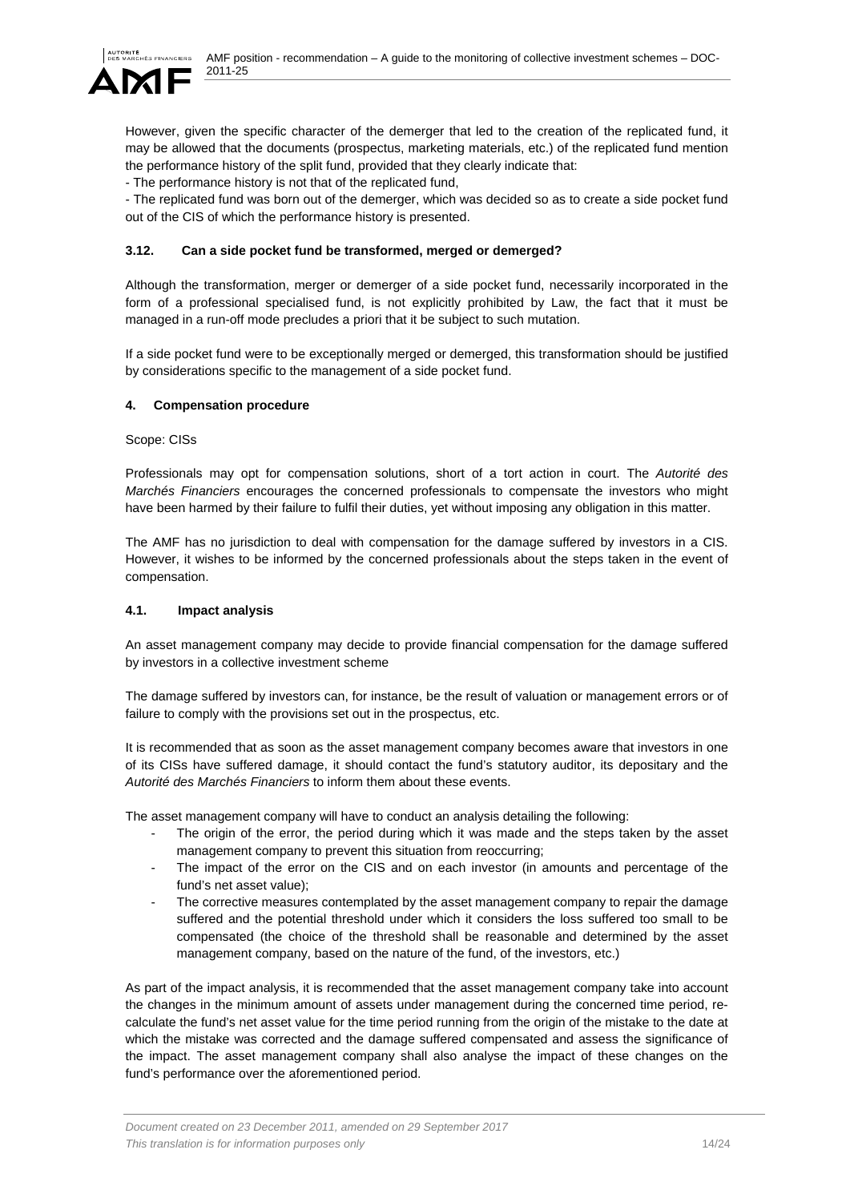However, given the specific character of the demerger that led to the creation of the replicated fund, it may be allowed that the documents (prospectus, marketing materials, etc.) of the replicated fund mention the performance history of the split fund, provided that they clearly indicate that:

- The performance history is not that of the replicated fund,
- The replicated fund was born out of the demerger, which was decided so as to create a side pocket fund out of the CIS of which the performance history is presented.

### 3.12. Can a side pocket fund be transformed, merged or demerged?

Although the transformation, merger or demerger of a side pocket fund, necessarily incorporated in the form of a professional specialised fund, is not explicitly prohibited by Law, the fact that it must be managed in a run-off mode precludes a priori that it be subject to such mutation.

If a side pocket fund were to be exceptionally merged or demerged, this transformation should be justified by considerations specific to the management of a side pocket fund.

## 4. Compensation procedure

Scope: CISs

Professionals may opt for compensation solutions, short of a tort action in court. The *Autorité des Marchés Financiers* encourages the concerned professionals to compensate the investors who might have been harmed by their failure to fulfil their duties, yet without imposing any obligation in this matter.

The AMF has no jurisdiction to deal with compensation for the damage suffered by investors in a CIS. However, it wishes to be informed by the concerned professionals about the steps taken in the event of compensation.

### 4.1. Impact analysis

An asset management company may decide to provide financial compensation for the damage suffered by investors in a collective investment scheme

The damage suffered by investors can, for instance, be the result of valuation or management errors or of failure to comply with the provisions set out in the prospectus, etc.

It is recommended that as soon as the asset management company becomes aware that investors in one of its CISs have suffered damage, it should contact the fund's statutory auditor, its depositary and the *Autorité des Marchés Financiers* to inform them about these events.

The asset management company will have to conduct an analysis detailing the following:

- The origin of the error, the period during which it was made and the steps taken by the asset management company to prevent this situation from reoccurring;
- The impact of the error on the CIS and on each investor (in amounts and percentage of the fund's net asset value);
- The corrective measures contemplated by the asset management company to repair the damage suffered and the potential threshold under which it considers the loss suffered too small to be compensated (the choice of the threshold shall be reasonable and determined by the asset management company, based on the nature of the fund, of the investors, etc.)

As part of the impact analysis, it is recommended that the asset management company take into account the changes in the minimum amount of assets under management during the concerned time period, re-calculate the fund's net asset value for the time period running from the origin of the mistake to the date at which the mistake was corrected and the damage suffered compensated and assess the significance of the impact. The asset management company shall also analyse the impact of these changes on the fund's performance over the aforementioned period.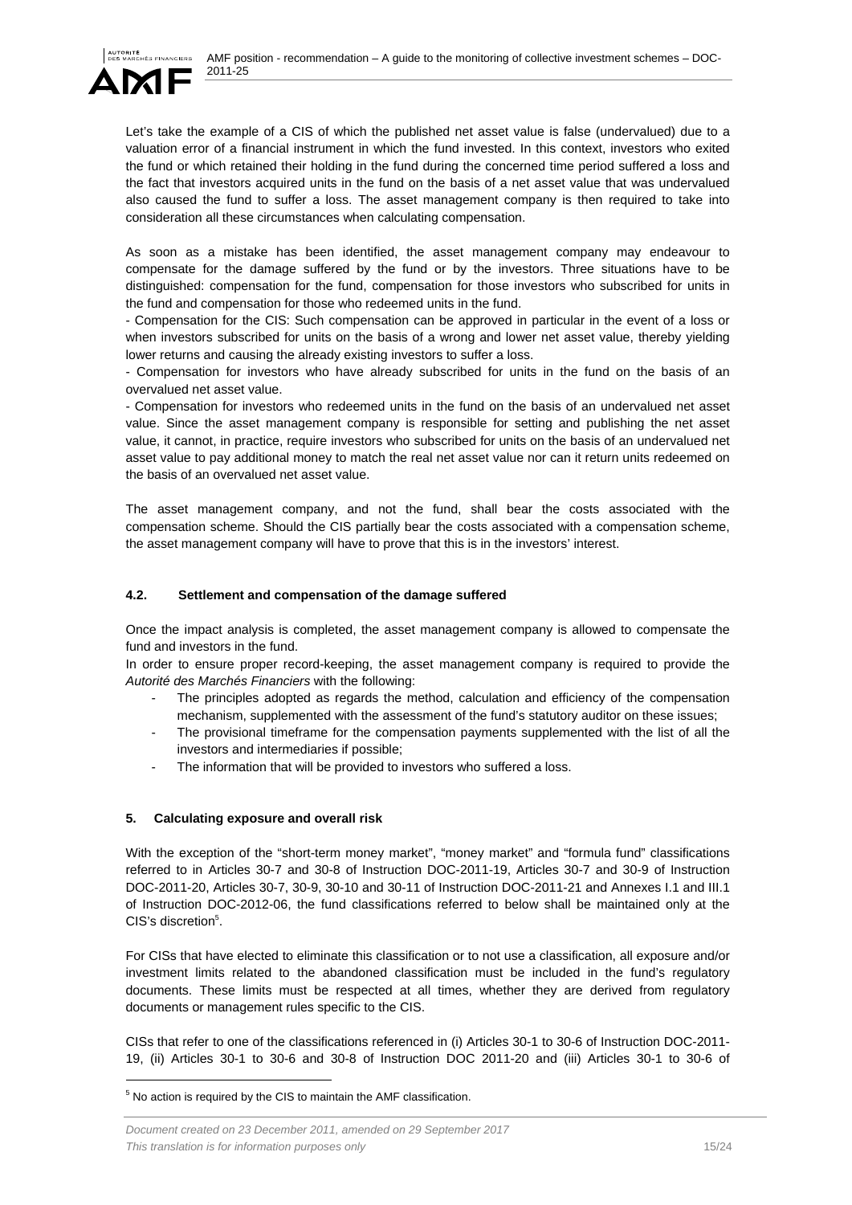Let's take the example of a CIS of which the published net asset value is false (undervalued) due to a valuation error of a financial instrument in which the fund invested. In this context, investors who exited the fund or which retained their holding in the fund during the concerned time period suffered a loss and the fact that investors acquired units in the fund on the basis of a net asset value that was undervalued also caused the fund to suffer a loss. The asset management company is then required to take into consideration all these circumstances when calculating compensation.

As soon as a mistake has been identified, the asset management company may endeavour to compensate for the damage suffered by the fund or by the investors. Three situations have to be distinguished: compensation for the fund, compensation for those investors who subscribed for units in the fund and compensation for those who redeemed units in the fund.

- Compensation for the CIS: Such compensation can be approved in particular in the event of a loss or when investors subscribed for units on the basis of a wrong and lower net asset value, thereby yielding lower returns and causing the already existing investors to suffer a loss.
- Compensation for investors who have already subscribed for units in the fund on the basis of an overvalued net asset value.
- Compensation for investors who redeemed units in the fund on the basis of an undervalued net asset value. Since the asset management company is responsible for setting and publishing the net asset value, it cannot, in practice, require investors who subscribed for units on the basis of an undervalued net asset value to pay additional money to match the real net asset value nor can it return units redeemed on the basis of an overvalued net asset value.

The asset management company, and not the fund, shall bear the costs associated with the compensation scheme. Should the CIS partially bear the costs associated with a compensation scheme, the asset management company will have to prove that this is in the investors' interest.

### 4.2. Settlement and compensation of the damage suffered

Once the impact analysis is completed, the asset management company is allowed to compensate the fund and investors in the fund.

In order to ensure proper record-keeping, the asset management company is required to provide the *Autorité des Marchés Financiers* with the following:

- The principles adopted as regards the method, calculation and efficiency of the compensation mechanism, supplemented with the assessment of the fund's statutory auditor on these issues;
- The provisional timeframe for the compensation payments supplemented with the list of all the investors and intermediaries if possible;
- The information that will be provided to investors who suffered a loss.

## 5. Calculating exposure and overall risk

With the exception of the "short-term money market", "money market" and "formula fund" classifications referred to in Articles 30-7 and 30-8 of Instruction DOC-2011-19, Articles 30-7 and 30-9 of Instruction DOC-2011-20, Articles 30-7, 30-9, 30-10 and 30-11 of Instruction DOC-2011-21 and Annexes I.1 and III.1 of Instruction DOC-2012-06, the fund classifications referred to below shall be maintained only at the CIS's discretion[5].

For CISs that have elected to eliminate this classification or to not use a classification, all exposure and/or investment limits related to the abandoned classification must be included in the fund's regulatory documents. These limits must be respected at all times, whether they are derived from regulatory documents or management rules specific to the CIS.

CISs that refer to one of the classifications referenced in (i) Articles 30-1 to 30-6 of Instruction DOC-2011-19, (ii) Articles 30-1 to 30-6 and 30-8 of Instruction DOC 2011-20 and (iii) Articles 30-1 to 30-6 of

[5] No action is required by the CIS to maintain the AMF classification.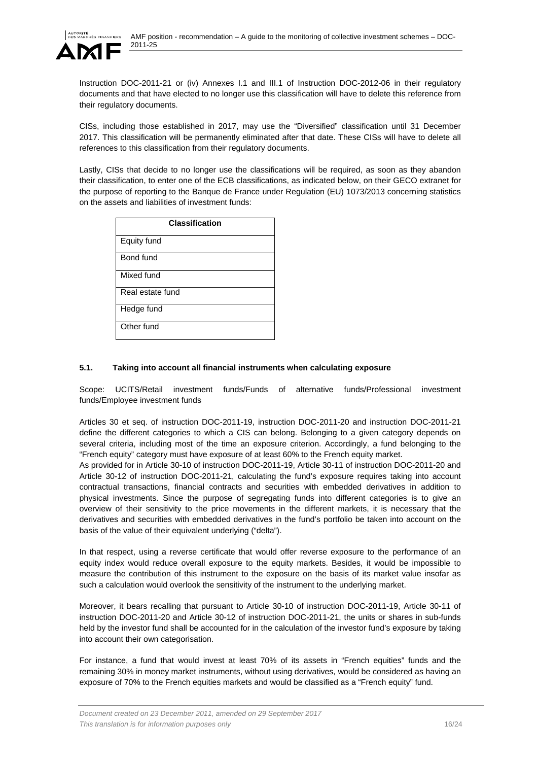Instruction DOC-2011-21 or (iv) Annexes I.1 and III.1 of Instruction DOC-2012-06 in their regulatory documents and that have elected to no longer use this classification will have to delete this reference from their regulatory documents.

CISs, including those established in 2017, may use the "Diversified" classification until 31 December 2017. This classification will be permanently eliminated after that date. These CISs will have to delete all references to this classification from their regulatory documents.

Lastly, CISs that decide to no longer use the classifications will be required, as soon as they abandon their classification, to enter one of the ECB classifications, as indicated below, on their GECO extranet for the purpose of reporting to the Banque de France under Regulation (EU) 1073/2013 concerning statistics on the assets and liabilities of investment funds:

| Classification |
|---|
| Equity fund |
| Bond fund |
| Mixed fund |
| Real estate fund |
| Hedge fund |
| Other fund |

### 5.1. Taking into account all financial instruments when calculating exposure

Scope: UCITS/Retail investment funds/Funds of alternative funds/Professional investment funds/Employee investment funds

Articles 30 et seq. of instruction DOC-2011-19, instruction DOC-2011-20 and instruction DOC-2011-21 define the different categories to which a CIS can belong. Belonging to a given category depends on several criteria, including most of the time an exposure criterion. Accordingly, a fund belonging to the "French equity" category must have exposure of at least 60% to the French equity market.

As provided for in Article 30-10 of instruction DOC-2011-19, Article 30-11 of instruction DOC-2011-20 and Article 30-12 of instruction DOC-2011-21, calculating the fund's exposure requires taking into account contractual transactions, financial contracts and securities with embedded derivatives in addition to physical investments. Since the purpose of segregating funds into different categories is to give an overview of their sensitivity to the price movements in the different markets, it is necessary that the derivatives and securities with embedded derivatives in the fund's portfolio be taken into account on the basis of the value of their equivalent underlying ("delta").

In that respect, using a reverse certificate that would offer reverse exposure to the performance of an equity index would reduce overall exposure to the equity markets. Besides, it would be impossible to measure the contribution of this instrument to the exposure on the basis of its market value insofar as such a calculation would overlook the sensitivity of the instrument to the underlying market.

Moreover, it bears recalling that pursuant to Article 30-10 of instruction DOC-2011-19, Article 30-11 of instruction DOC-2011-20 and Article 30-12 of instruction DOC-2011-21, the units or shares in sub-funds held by the investor fund shall be accounted for in the calculation of the investor fund's exposure by taking into account their own categorisation.

For instance, a fund that would invest at least 70% of its assets in "French equities" funds and the remaining 30% in money market instruments, without using derivatives, would be considered as having an exposure of 70% to the French equities markets and would be classified as a "French equity" fund.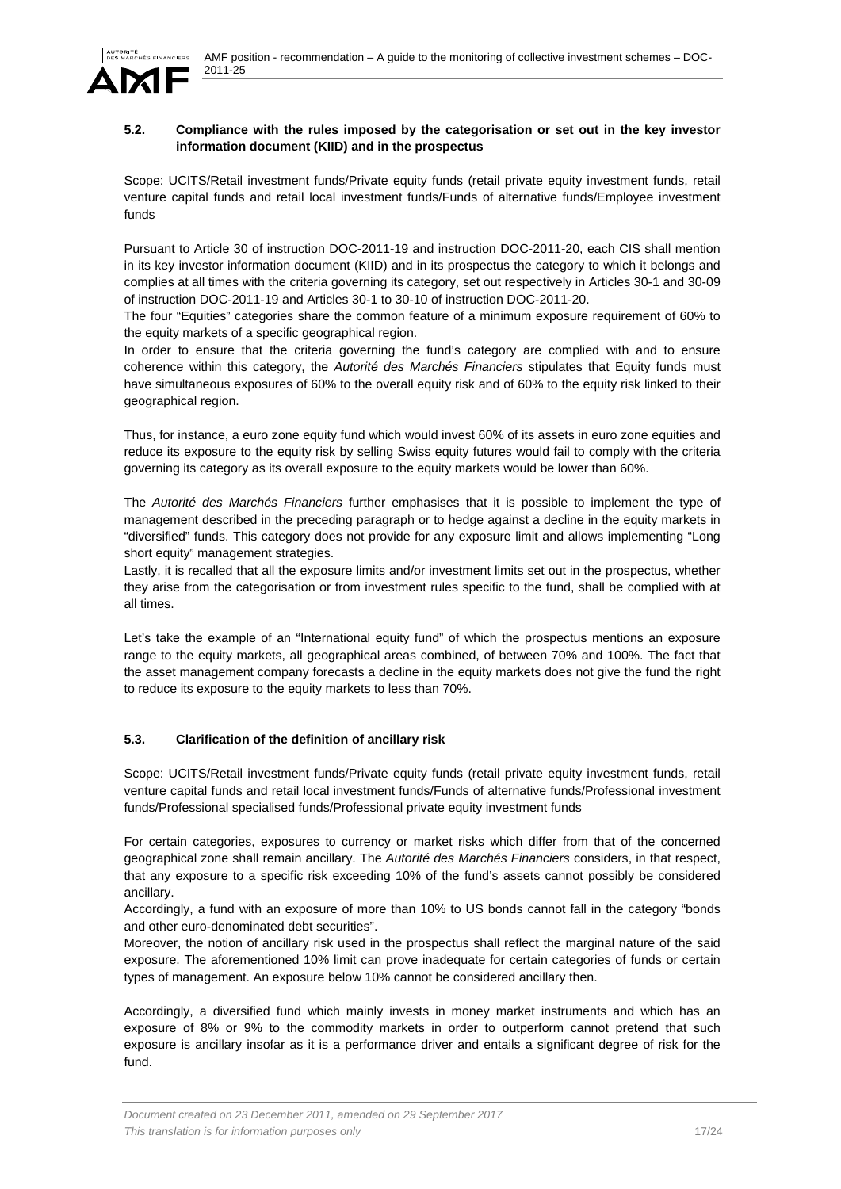### 5.2. Compliance with the rules imposed by the categorisation or set out in the key investor information document (KIID) and in the prospectus

Scope: UCITS/Retail investment funds/Private equity funds (retail private equity investment funds, retail venture capital funds and retail local investment funds/Funds of alternative funds/Employee investment funds

Pursuant to Article 30 of instruction DOC-2011-19 and instruction DOC-2011-20, each CIS shall mention in its key investor information document (KIID) and in its prospectus the category to which it belongs and complies at all times with the criteria governing its category, set out respectively in Articles 30-1 and 30-09 of instruction DOC-2011-19 and Articles 30-1 to 30-10 of instruction DOC-2011-20.

The four "Equities" categories share the common feature of a minimum exposure requirement of 60% to the equity markets of a specific geographical region.

In order to ensure that the criteria governing the fund's category are complied with and to ensure coherence within this category, the *Autorité des Marchés Financiers* stipulates that Equity funds must have simultaneous exposures of 60% to the overall equity risk and of 60% to the equity risk linked to their geographical region.

Thus, for instance, a euro zone equity fund which would invest 60% of its assets in euro zone equities and reduce its exposure to the equity risk by selling Swiss equity futures would fail to comply with the criteria governing its category as its overall exposure to the equity markets would be lower than 60%.

The *Autorité des Marchés Financiers* further emphasises that it is possible to implement the type of management described in the preceding paragraph or to hedge against a decline in the equity markets in "diversified" funds. This category does not provide for any exposure limit and allows implementing "Long short equity" management strategies.

Lastly, it is recalled that all the exposure limits and/or investment limits set out in the prospectus, whether they arise from the categorisation or from investment rules specific to the fund, shall be complied with at all times.

Let's take the example of an "International equity fund" of which the prospectus mentions an exposure range to the equity markets, all geographical areas combined, of between 70% and 100%. The fact that the asset management company forecasts a decline in the equity markets does not give the fund the right to reduce its exposure to the equity markets to less than 70%.

### 5.3. Clarification of the definition of ancillary risk

Scope: UCITS/Retail investment funds/Private equity funds (retail private equity investment funds, retail venture capital funds and retail local investment funds/Funds of alternative funds/Professional investment funds/Professional specialised funds/Professional private equity investment funds

For certain categories, exposures to currency or market risks which differ from that of the concerned geographical zone shall remain ancillary. The *Autorité des Marchés Financiers* considers, in that respect, that any exposure to a specific risk exceeding 10% of the fund's assets cannot possibly be considered ancillary.

Accordingly, a fund with an exposure of more than 10% to US bonds cannot fall in the category "bonds and other euro-denominated debt securities".

Moreover, the notion of ancillary risk used in the prospectus shall reflect the marginal nature of the said exposure. The aforementioned 10% limit can prove inadequate for certain categories of funds or certain types of management. An exposure below 10% cannot be considered ancillary then.

Accordingly, a diversified fund which mainly invests in money market instruments and which has an exposure of 8% or 9% to the commodity markets in order to outperform cannot pretend that such exposure is ancillary insofar as it is a performance driver and entails a significant degree of risk for the fund.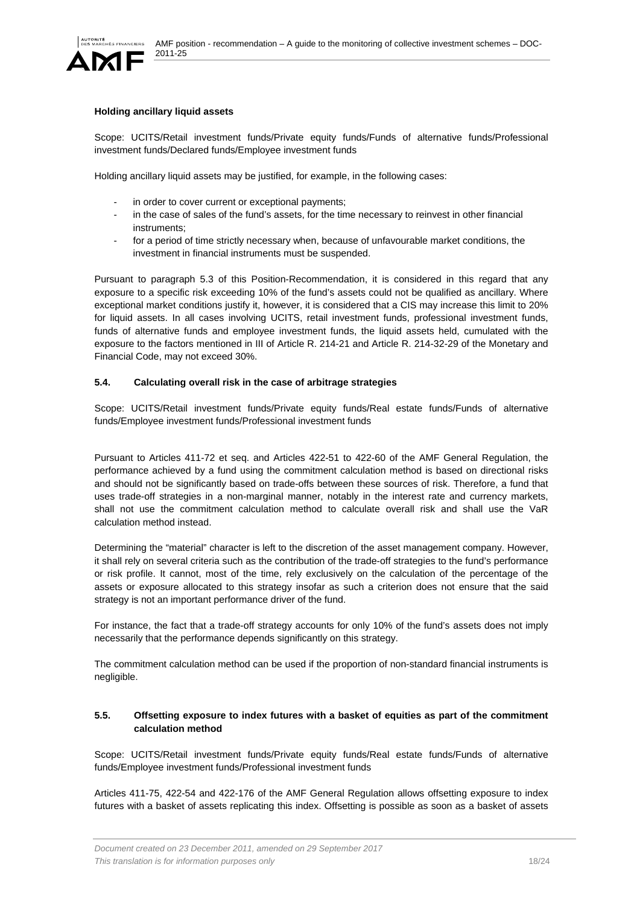**Holding ancillary liquid assets**

Scope: UCITS/Retail investment funds/Private equity funds/Funds of alternative funds/Professional investment funds/Declared funds/Employee investment funds

Holding ancillary liquid assets may be justified, for example, in the following cases:

- in order to cover current or exceptional payments;
- in the case of sales of the fund's assets, for the time necessary to reinvest in other financial instruments;
- for a period of time strictly necessary when, because of unfavourable market conditions, the investment in financial instruments must be suspended.

Pursuant to paragraph 5.3 of this Position-Recommendation, it is considered in this regard that any exposure to a specific risk exceeding 10% of the fund's assets could not be qualified as ancillary. Where exceptional market conditions justify it, however, it is considered that a CIS may increase this limit to 20% for liquid assets. In all cases involving UCITS, retail investment funds, professional investment funds, funds of alternative funds and employee investment funds, the liquid assets held, cumulated with the exposure to the factors mentioned in III of Article R. 214-21 and Article R. 214-32-29 of the Monetary and Financial Code, may not exceed 30%.

### 5.4. Calculating overall risk in the case of arbitrage strategies

Scope: UCITS/Retail investment funds/Private equity funds/Real estate funds/Funds of alternative funds/Employee investment funds/Professional investment funds

Pursuant to Articles 411-72 et seq. and Articles 422-51 to 422-60 of the AMF General Regulation, the performance achieved by a fund using the commitment calculation method is based on directional risks and should not be significantly based on trade-offs between these sources of risk. Therefore, a fund that uses trade-off strategies in a non-marginal manner, notably in the interest rate and currency markets, shall not use the commitment calculation method to calculate overall risk and shall use the VaR calculation method instead.

Determining the "material" character is left to the discretion of the asset management company. However, it shall rely on several criteria such as the contribution of the trade-off strategies to the fund's performance or risk profile. It cannot, most of the time, rely exclusively on the calculation of the percentage of the assets or exposure allocated to this strategy insofar as such a criterion does not ensure that the said strategy is not an important performance driver of the fund.

For instance, the fact that a trade-off strategy accounts for only 10% of the fund's assets does not imply necessarily that the performance depends significantly on this strategy.

The commitment calculation method can be used if the proportion of non-standard financial instruments is negligible.

### 5.5. Offsetting exposure to index futures with a basket of equities as part of the commitment calculation method

Scope: UCITS/Retail investment funds/Private equity funds/Real estate funds/Funds of alternative funds/Employee investment funds/Professional investment funds

Articles 411-75, 422-54 and 422-176 of the AMF General Regulation allows offsetting exposure to index futures with a basket of assets replicating this index. Offsetting is possible as soon as a basket of assets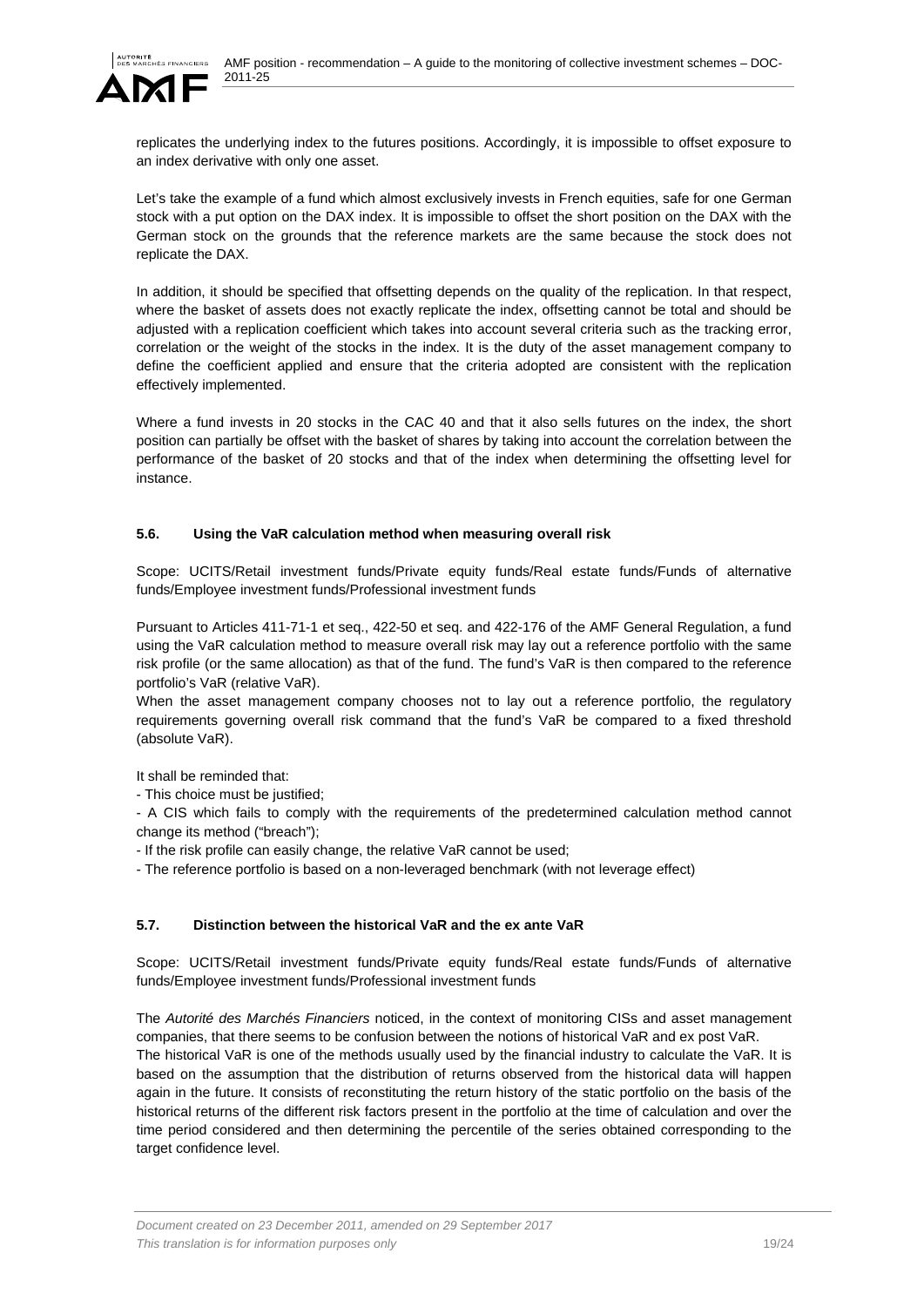replicates the underlying index to the futures positions. Accordingly, it is impossible to offset exposure to an index derivative with only one asset.

Let's take the example of a fund which almost exclusively invests in French equities, safe for one German stock with a put option on the DAX index. It is impossible to offset the short position on the DAX with the German stock on the grounds that the reference markets are the same because the stock does not replicate the DAX.

In addition, it should be specified that offsetting depends on the quality of the replication. In that respect, where the basket of assets does not exactly replicate the index, offsetting cannot be total and should be adjusted with a replication coefficient which takes into account several criteria such as the tracking error, correlation or the weight of the stocks in the index. It is the duty of the asset management company to define the coefficient applied and ensure that the criteria adopted are consistent with the replication effectively implemented.

Where a fund invests in 20 stocks in the CAC 40 and that it also sells futures on the index, the short position can partially be offset with the basket of shares by taking into account the correlation between the performance of the basket of 20 stocks and that of the index when determining the offsetting level for instance.

### 5.6. Using the VaR calculation method when measuring overall risk

Scope: UCITS/Retail investment funds/Private equity funds/Real estate funds/Funds of alternative funds/Employee investment funds/Professional investment funds

Pursuant to Articles 411-71-1 et seq., 422-50 et seq. and 422-176 of the AMF General Regulation, a fund using the VaR calculation method to measure overall risk may lay out a reference portfolio with the same risk profile (or the same allocation) as that of the fund. The fund's VaR is then compared to the reference portfolio's VaR (relative VaR).
When the asset management company chooses not to lay out a reference portfolio, the regulatory requirements governing overall risk command that the fund's VaR be compared to a fixed threshold (absolute VaR).

It shall be reminded that:
- This choice must be justified;
- A CIS which fails to comply with the requirements of the predetermined calculation method cannot change its method ("breach");
- If the risk profile can easily change, the relative VaR cannot be used;
- The reference portfolio is based on a non-leveraged benchmark (with not leverage effect)

### 5.7. Distinction between the historical VaR and the ex ante VaR

Scope: UCITS/Retail investment funds/Private equity funds/Real estate funds/Funds of alternative funds/Employee investment funds/Professional investment funds

The *Autorité des Marchés Financiers* noticed, in the context of monitoring CISs and asset management companies, that there seems to be confusion between the notions of historical VaR and ex post VaR.
The historical VaR is one of the methods usually used by the financial industry to calculate the VaR. It is based on the assumption that the distribution of returns observed from the historical data will happen again in the future. It consists of reconstituting the return history of the static portfolio on the basis of the historical returns of the different risk factors present in the portfolio at the time of calculation and over the time period considered and then determining the percentile of the series obtained corresponding to the target confidence level.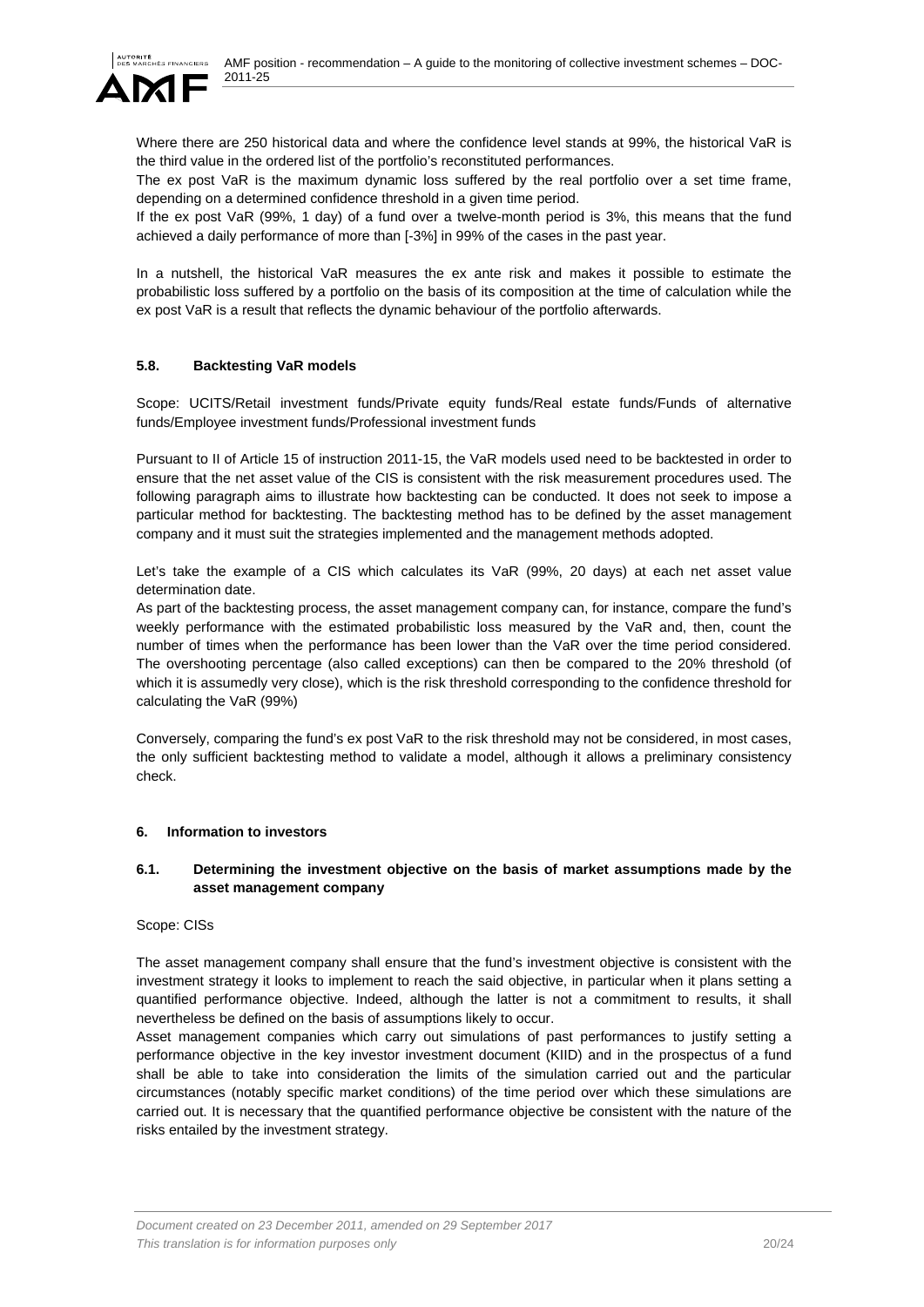Where there are 250 historical data and where the confidence level stands at 99%, the historical VaR is the third value in the ordered list of the portfolio's reconstituted performances.

The ex post VaR is the maximum dynamic loss suffered by the real portfolio over a set time frame, depending on a determined confidence threshold in a given time period.

If the ex post VaR (99%, 1 day) of a fund over a twelve-month period is 3%, this means that the fund achieved a daily performance of more than [-3%] in 99% of the cases in the past year.

In a nutshell, the historical VaR measures the ex ante risk and makes it possible to estimate the probabilistic loss suffered by a portfolio on the basis of its composition at the time of calculation while the ex post VaR is a result that reflects the dynamic behaviour of the portfolio afterwards.

### 5.8. Backtesting VaR models

Scope: UCITS/Retail investment funds/Private equity funds/Real estate funds/Funds of alternative funds/Employee investment funds/Professional investment funds

Pursuant to II of Article 15 of instruction 2011-15, the VaR models used need to be backtested in order to ensure that the net asset value of the CIS is consistent with the risk measurement procedures used. The following paragraph aims to illustrate how backtesting can be conducted. It does not seek to impose a particular method for backtesting. The backtesting method has to be defined by the asset management company and it must suit the strategies implemented and the management methods adopted.

Let's take the example of a CIS which calculates its VaR (99%, 20 days) at each net asset value determination date.

As part of the backtesting process, the asset management company can, for instance, compare the fund's weekly performance with the estimated probabilistic loss measured by the VaR and, then, count the number of times when the performance has been lower than the VaR over the time period considered. The overshooting percentage (also called exceptions) can then be compared to the 20% threshold (of which it is assumedly very close), which is the risk threshold corresponding to the confidence threshold for calculating the VaR (99%)

Conversely, comparing the fund's ex post VaR to the risk threshold may not be considered, in most cases, the only sufficient backtesting method to validate a model, although it allows a preliminary consistency check.

## 6. Information to investors

### 6.1. Determining the investment objective on the basis of market assumptions made by the asset management company

Scope: CISs

The asset management company shall ensure that the fund's investment objective is consistent with the investment strategy it looks to implement to reach the said objective, in particular when it plans setting a quantified performance objective. Indeed, although the latter is not a commitment to results, it shall nevertheless be defined on the basis of assumptions likely to occur.

Asset management companies which carry out simulations of past performances to justify setting a performance objective in the key investor investment document (KIID) and in the prospectus of a fund shall be able to take into consideration the limits of the simulation carried out and the particular circumstances (notably specific market conditions) of the time period over which these simulations are carried out. It is necessary that the quantified performance objective be consistent with the nature of the risks entailed by the investment strategy.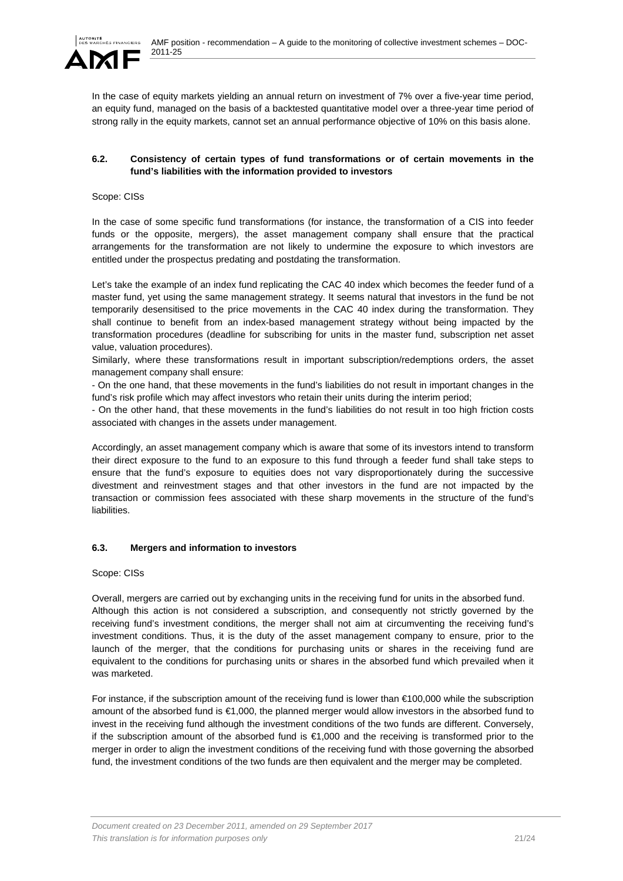In the case of equity markets yielding an annual return on investment of 7% over a five-year time period, an equity fund, managed on the basis of a backtested quantitative model over a three-year time period of strong rally in the equity markets, cannot set an annual performance objective of 10% on this basis alone.

### 6.2. Consistency of certain types of fund transformations or of certain movements in the fund's liabilities with the information provided to investors

Scope: CISs

In the case of some specific fund transformations (for instance, the transformation of a CIS into feeder funds or the opposite, mergers), the asset management company shall ensure that the practical arrangements for the transformation are not likely to undermine the exposure to which investors are entitled under the prospectus predating and postdating the transformation.

Let's take the example of an index fund replicating the CAC 40 index which becomes the feeder fund of a master fund, yet using the same management strategy. It seems natural that investors in the fund be not temporarily desensitised to the price movements in the CAC 40 index during the transformation. They shall continue to benefit from an index-based management strategy without being impacted by the transformation procedures (deadline for subscribing for units in the master fund, subscription net asset value, valuation procedures).

Similarly, where these transformations result in important subscription/redemptions orders, the asset management company shall ensure:

- On the one hand, that these movements in the fund's liabilities do not result in important changes in the fund's risk profile which may affect investors who retain their units during the interim period;
- On the other hand, that these movements in the fund's liabilities do not result in too high friction costs associated with changes in the assets under management.

Accordingly, an asset management company which is aware that some of its investors intend to transform their direct exposure to the fund to an exposure to this fund through a feeder fund shall take steps to ensure that the fund's exposure to equities does not vary disproportionately during the successive divestment and reinvestment stages and that other investors in the fund are not impacted by the transaction or commission fees associated with these sharp movements in the structure of the fund's liabilities.

### 6.3. Mergers and information to investors

Scope: CISs

Overall, mergers are carried out by exchanging units in the receiving fund for units in the absorbed fund. Although this action is not considered a subscription, and consequently not strictly governed by the receiving fund's investment conditions, the merger shall not aim at circumventing the receiving fund's investment conditions. Thus, it is the duty of the asset management company to ensure, prior to the launch of the merger, that the conditions for purchasing units or shares in the receiving fund are equivalent to the conditions for purchasing units or shares in the absorbed fund which prevailed when it was marketed.

For instance, if the subscription amount of the receiving fund is lower than €100,000 while the subscription amount of the absorbed fund is €1,000, the planned merger would allow investors in the absorbed fund to invest in the receiving fund although the investment conditions of the two funds are different. Conversely, if the subscription amount of the absorbed fund is €1,000 and the receiving is transformed prior to the merger in order to align the investment conditions of the receiving fund with those governing the absorbed fund, the investment conditions of the two funds are then equivalent and the merger may be completed.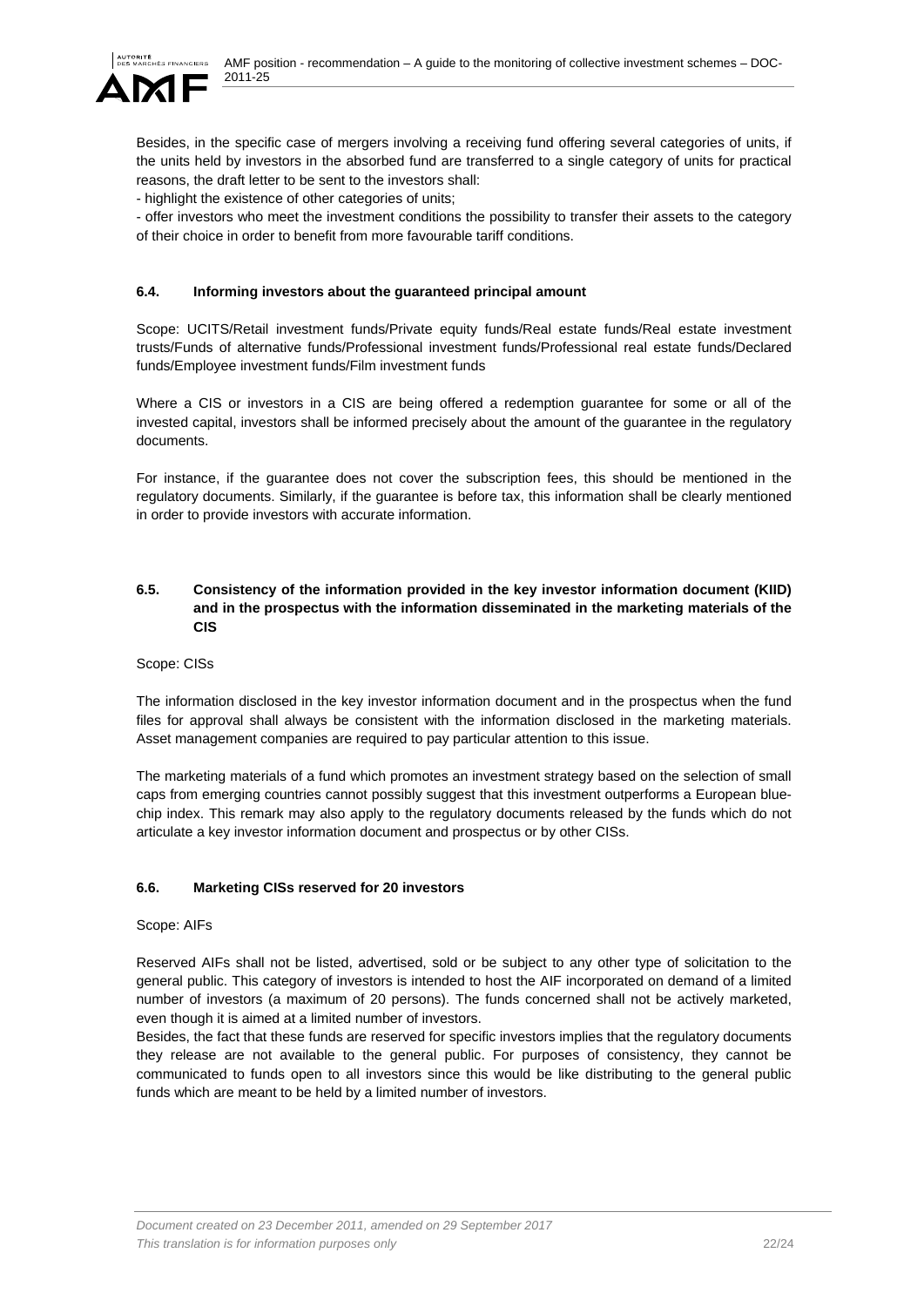Besides, in the specific case of mergers involving a receiving fund offering several categories of units, if the units held by investors in the absorbed fund are transferred to a single category of units for practical reasons, the draft letter to be sent to the investors shall:

- highlight the existence of other categories of units;
- offer investors who meet the investment conditions the possibility to transfer their assets to the category of their choice in order to benefit from more favourable tariff conditions.

### 6.4. Informing investors about the guaranteed principal amount

Scope: UCITS/Retail investment funds/Private equity funds/Real estate funds/Real estate investment trusts/Funds of alternative funds/Professional investment funds/Professional real estate funds/Declared funds/Employee investment funds/Film investment funds

Where a CIS or investors in a CIS are being offered a redemption guarantee for some or all of the invested capital, investors shall be informed precisely about the amount of the guarantee in the regulatory documents.

For instance, if the guarantee does not cover the subscription fees, this should be mentioned in the regulatory documents. Similarly, if the guarantee is before tax, this information shall be clearly mentioned in order to provide investors with accurate information.

### 6.5. Consistency of the information provided in the key investor information document (KIID) and in the prospectus with the information disseminated in the marketing materials of the CIS

Scope: CISs

The information disclosed in the key investor information document and in the prospectus when the fund files for approval shall always be consistent with the information disclosed in the marketing materials. Asset management companies are required to pay particular attention to this issue.

The marketing materials of a fund which promotes an investment strategy based on the selection of small caps from emerging countries cannot possibly suggest that this investment outperforms a European blue-chip index. This remark may also apply to the regulatory documents released by the funds which do not articulate a key investor information document and prospectus or by other CISs.

### 6.6. Marketing CISs reserved for 20 investors

Scope: AIFs

Reserved AIFs shall not be listed, advertised, sold or be subject to any other type of solicitation to the general public. This category of investors is intended to host the AIF incorporated on demand of a limited number of investors (a maximum of 20 persons). The funds concerned shall not be actively marketed, even though it is aimed at a limited number of investors.

Besides, the fact that these funds are reserved for specific investors implies that the regulatory documents they release are not available to the general public. For purposes of consistency, they cannot be communicated to funds open to all investors since this would be like distributing to the general public funds which are meant to be held by a limited number of investors.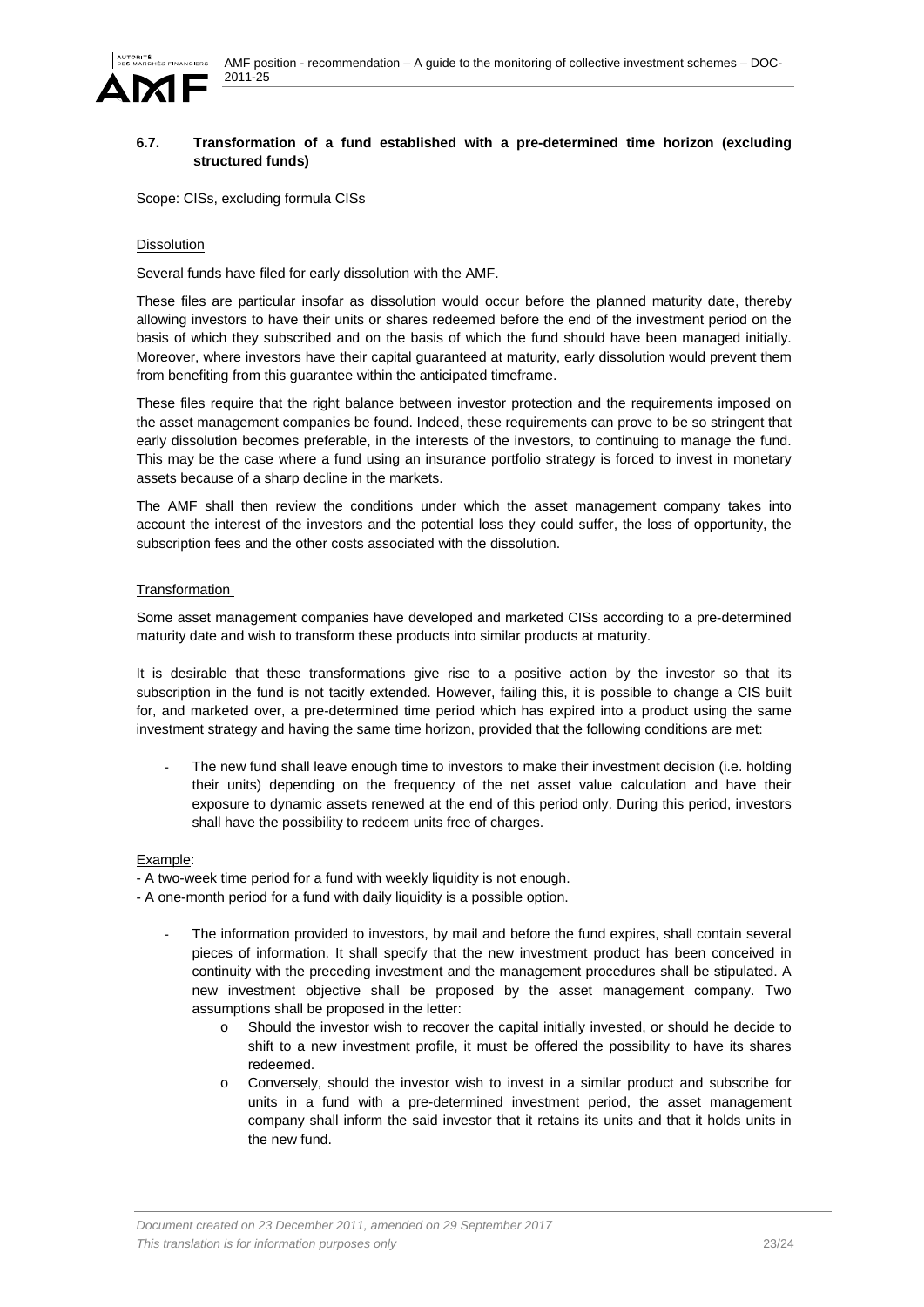### 6.7. Transformation of a fund established with a pre-determined time horizon (excluding structured funds)

Scope: CISs, excluding formula CISs

Dissolution

Several funds have filed for early dissolution with the AMF.

These files are particular insofar as dissolution would occur before the planned maturity date, thereby allowing investors to have their units or shares redeemed before the end of the investment period on the basis of which they subscribed and on the basis of which the fund should have been managed initially. Moreover, where investors have their capital guaranteed at maturity, early dissolution would prevent them from benefiting from this guarantee within the anticipated timeframe.

These files require that the right balance between investor protection and the requirements imposed on the asset management companies be found. Indeed, these requirements can prove to be so stringent that early dissolution becomes preferable, in the interests of the investors, to continuing to manage the fund. This may be the case where a fund using an insurance portfolio strategy is forced to invest in monetary assets because of a sharp decline in the markets.

The AMF shall then review the conditions under which the asset management company takes into account the interest of the investors and the potential loss they could suffer, the loss of opportunity, the subscription fees and the other costs associated with the dissolution.

Transformation

Some asset management companies have developed and marketed CISs according to a pre-determined maturity date and wish to transform these products into similar products at maturity.

It is desirable that these transformations give rise to a positive action by the investor so that its subscription in the fund is not tacitly extended. However, failing this, it is possible to change a CIS built for, and marketed over, a pre-determined time period which has expired into a product using the same investment strategy and having the same time horizon, provided that the following conditions are met:

- The new fund shall leave enough time to investors to make their investment decision (i.e. holding their units) depending on the frequency of the net asset value calculation and have their exposure to dynamic assets renewed at the end of this period only. During this period, investors shall have the possibility to redeem units free of charges.

Example:
- A two-week time period for a fund with weekly liquidity is not enough.
- A one-month period for a fund with daily liquidity is a possible option.

- The information provided to investors, by mail and before the fund expires, shall contain several pieces of information. It shall specify that the new investment product has been conceived in continuity with the preceding investment and the management procedures shall be stipulated. A new investment objective shall be proposed by the asset management company. Two assumptions shall be proposed in the letter:
    - Should the investor wish to recover the capital initially invested, or should he decide to shift to a new investment profile, it must be offered the possibility to have its shares redeemed.
    - Conversely, should the investor wish to invest in a similar product and subscribe for units in a fund with a pre-determined investment period, the asset management company shall inform the said investor that it retains its units and that it holds units in the new fund.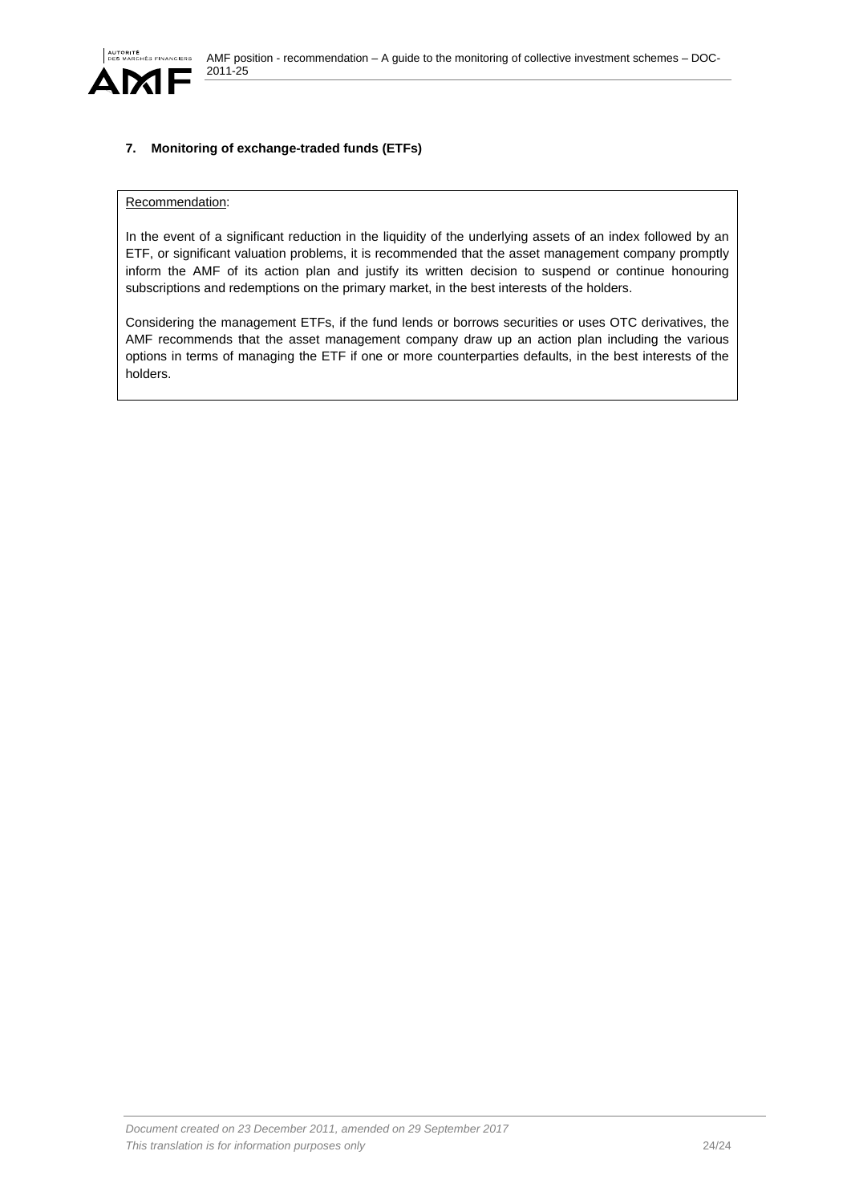## 7. Monitoring of exchange-traded funds (ETFs)

Recommendation:

In the event of a significant reduction in the liquidity of the underlying assets of an index followed by an ETF, or significant valuation problems, it is recommended that the asset management company promptly inform the AMF of its action plan and justify its written decision to suspend or continue honouring subscriptions and redemptions on the primary market, in the best interests of the holders.

Considering the management ETFs, if the fund lends or borrows securities or uses OTC derivatives, the AMF recommends that the asset management company draw up an action plan including the various options in terms of managing the ETF if one or more counterparties defaults, in the best interests of the holders.